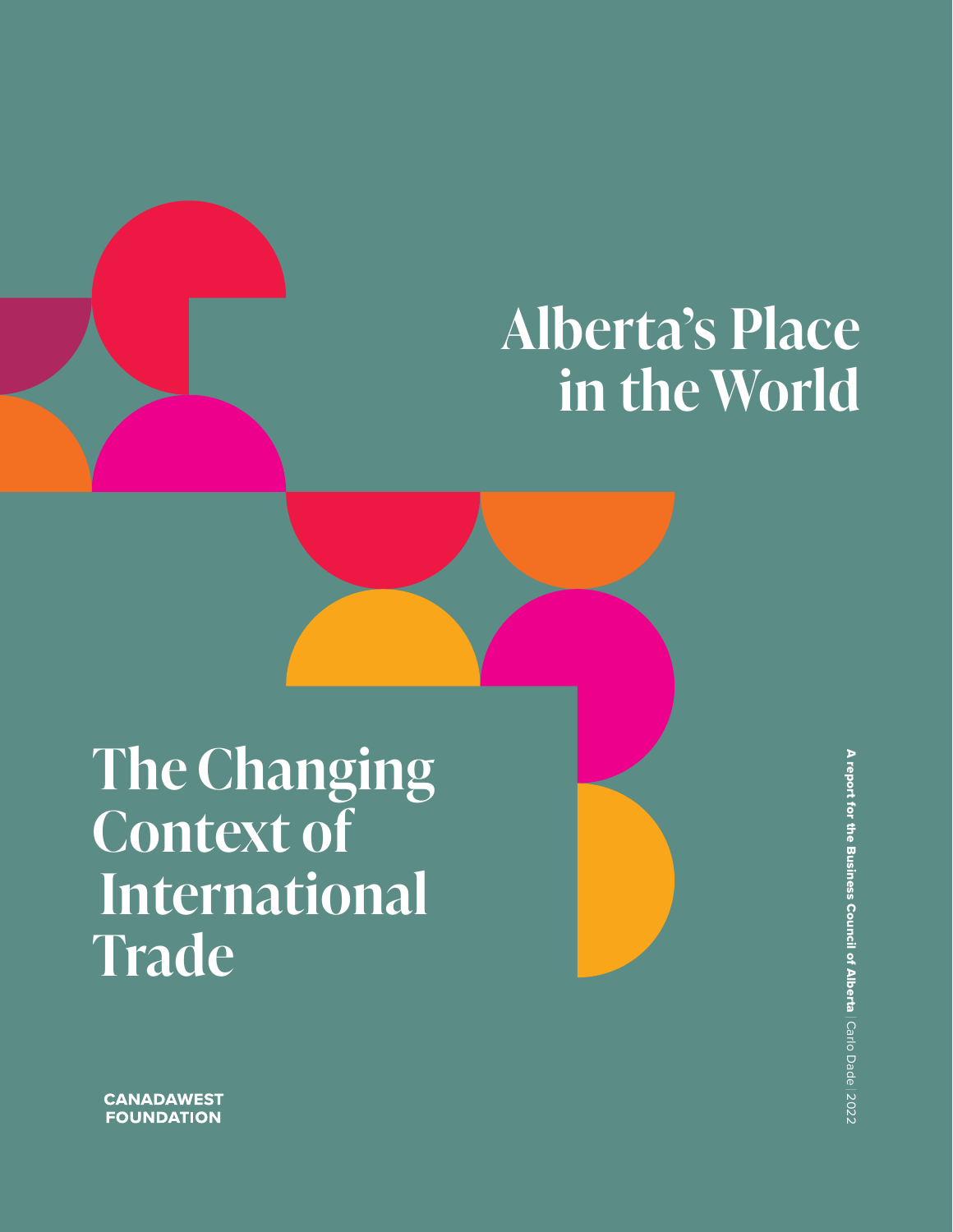# Alberta's Place in the World

# The Changing Context of International Trade

**A report for the Business Council of Alberta** | Carlo Dade | 2022

**CANADAWEST FOUNDATION**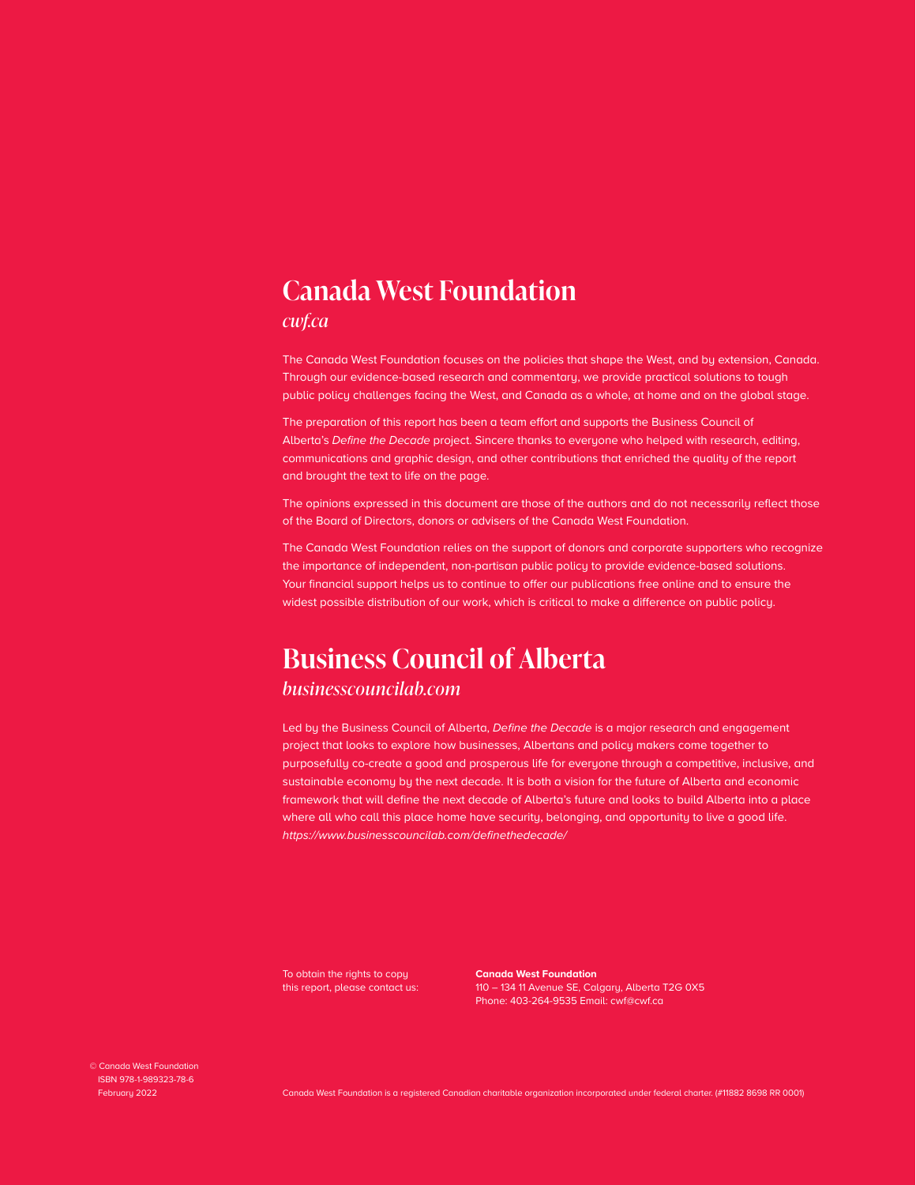# Canada West Foundation

*cwf.ca*

The Canada West Foundation focuses on the policies that shape the West, and by extension, Canada. Through our evidence-based research and commentary, we provide practical solutions to tough public policy challenges facing the West, and Canada as a whole, at home and on the global stage.

The preparation of this report has been a team effort and supports the Business Council of Alberta's *Define the Decade* project. Sincere thanks to everyone who helped with research, editing, communications and graphic design, and other contributions that enriched the quality of the report and brought the text to life on the page.

The opinions expressed in this document are those of the authors and do not necessarily reflect those of the Board of Directors, donors or advisers of the Canada West Foundation.

The Canada West Foundation relies on the support of donors and corporate supporters who recognize the importance of independent, non-partisan public policy to provide evidence-based solutions. Your financial support helps us to continue to offer our publications free online and to ensure the widest possible distribution of our work, which is critical to make a difference on public policy.

# Business Council of Alberta

*businesscouncilab.com*

Led by the Business Council of Alberta, *Define the Decade* is a major research and engagement project that looks to explore how businesses, Albertans and policy makers come together to purposefully co-create a good and prosperous life for everyone through a competitive, inclusive, and sustainable economy by the next decade. It is both a vision for the future of Alberta and economic framework that will define the next decade of Alberta's future and looks to build Alberta into a place where all who call this place home have security, belonging, and opportunity to live a good life. *https://www.businesscouncilab.com/definethedecade/*

To obtain the rights to copy this report, please contact us:

**Canada West Foundation**
110 – 134 11 Avenue SE, Calgary, Alberta T2G 0X5
Phone: 403-264-9535 Email: cwf@cwf.ca

© Canada West Foundation
ISBN 978-1-989323-78-6
February 2022

Canada West Foundation is a registered Canadian charitable organization incorporated under federal charter. (#11882 8698 RR 0001)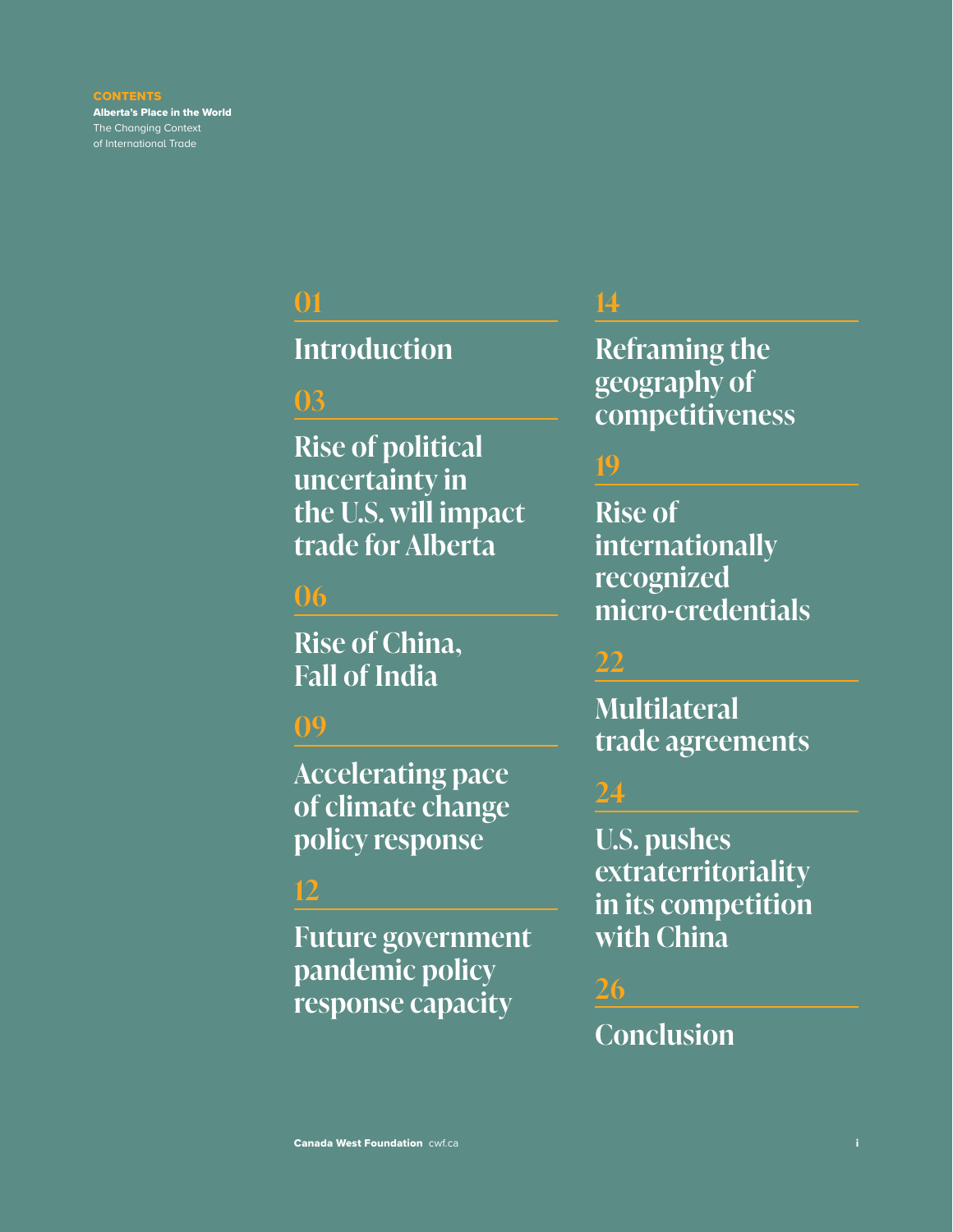# CONTENTS

**Alberta's Place in the World**

The Changing Context of International Trade

01 Introduction

03 Rise of political uncertainty in the U.S. will impact trade for Alberta

06 Rise of China, Fall of India

09 Accelerating pace of climate change policy response

12 Future government pandemic policy response capacity

14 Reframing the geography of competitiveness

19 Rise of internationally recognized micro-credentials

22 Multilateral trade agreements

24 U.S. pushes extraterritoriality in its competition with China

26 Conclusion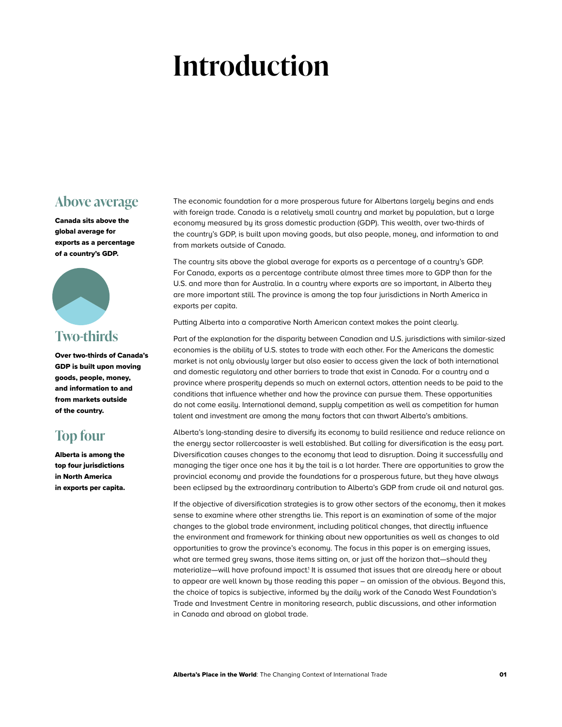# Introduction

## Above average

**Canada sits above the global average for exports as a percentage of a country's GDP.**

## Two-thirds

**Over two-thirds of Canada's GDP is built upon moving goods, people, money, and information to and from markets outside of the country.**

## Top four

**Alberta is among the top four jurisdictions in North America in exports per capita.**

The economic foundation for a more prosperous future for Albertans largely begins and ends with foreign trade. Canada is a relatively small country and market by population, but a large economy measured by its gross domestic production (GDP). This wealth, over two-thirds of the country's GDP, is built upon moving goods, but also people, money, and information to and from markets outside of Canada.

The country sits above the global average for exports as a percentage of a country's GDP. For Canada, exports as a percentage contribute almost three times more to GDP than for the U.S. and more than for Australia. In a country where exports are so important, in Alberta they are more important still. The province is among the top four jurisdictions in North America in exports per capita.

Putting Alberta into a comparative North American context makes the point clearly.

Part of the explanation for the disparity between Canadian and U.S. jurisdictions with similar-sized economies is the ability of U.S. states to trade with each other. For the Americans the domestic market is not only obviously larger but also easier to access given the lack of both international and domestic regulatory and other barriers to trade that exist in Canada. For a country and a province where prosperity depends so much on external actors, attention needs to be paid to the conditions that influence whether and how the province can pursue them. These opportunities do not come easily. International demand, supply competition as well as competition for human talent and investment are among the many factors that can thwart Alberta's ambitions.

Alberta's long-standing desire to diversify its economy to build resilience and reduce reliance on the energy sector rollercoaster is well established. But calling for diversification is the easy part. Diversification causes changes to the economy that lead to disruption. Doing it successfully and managing the tiger once one has it by the tail is a lot harder. There are opportunities to grow the provincial economy and provide the foundations for a prosperous future, but they have always been eclipsed by the extraordinary contribution to Alberta's GDP from crude oil and natural gas.

If the objective of diversification strategies is to grow other sectors of the economy, then it makes sense to examine where other strengths lie. This report is an examination of some of the major changes to the global trade environment, including political changes, that directly influence the environment and framework for thinking about new opportunities as well as changes to old opportunities to grow the province's economy. The focus in this paper is on emerging issues, what are termed grey swans, those items sitting on, or just off the horizon that—should they materialize—will have profound impact.[1] It is assumed that issues that are already here or about to appear are well known by those reading this paper – an omission of the obvious. Beyond this, the choice of topics is subjective, informed by the daily work of the Canada West Foundation's Trade and Investment Centre in monitoring research, public discussions, and other information in Canada and abroad on global trade.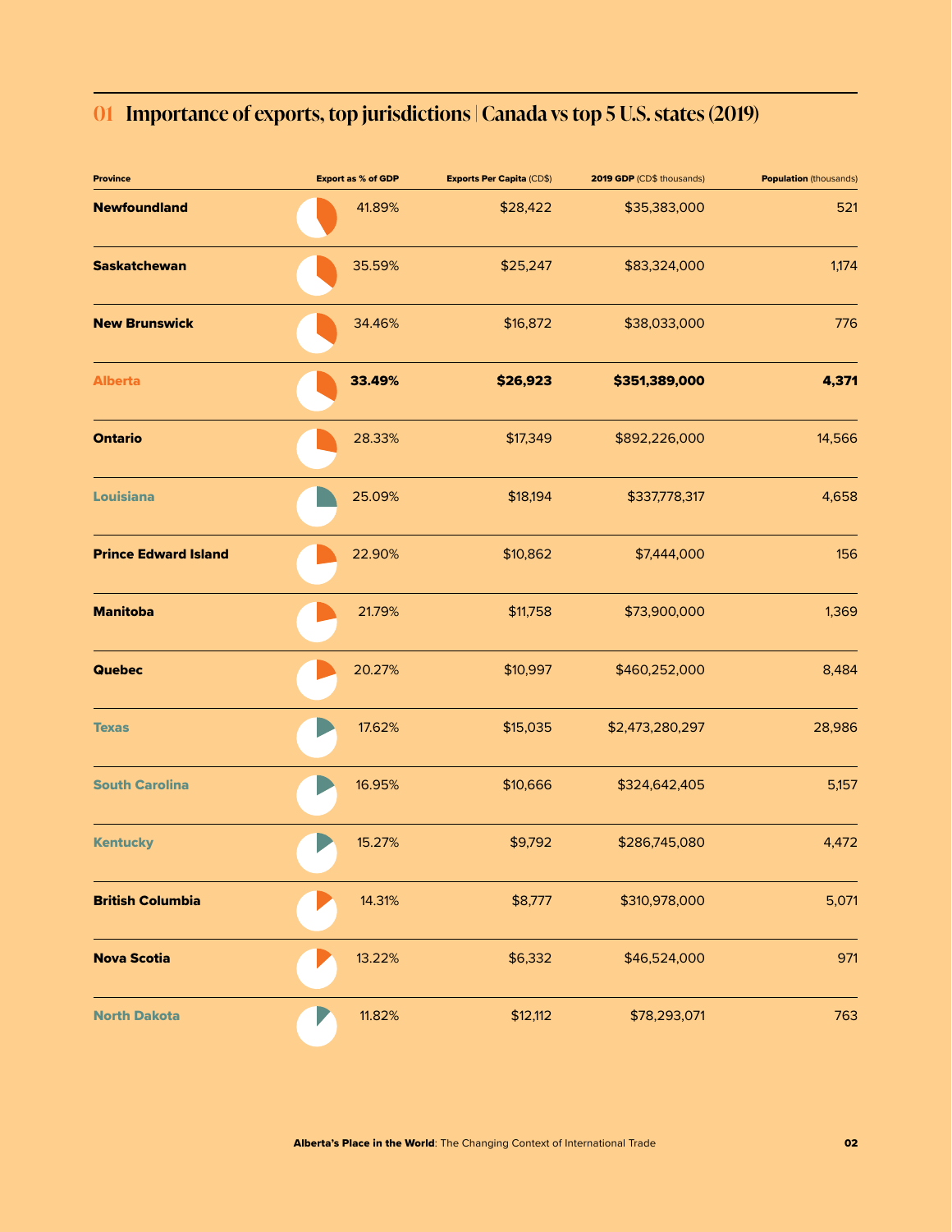## 01 Importance of exports, top jurisdictions | Canada vs top 5 U.S. states (2019)

| Province | Export as % of GDP | Exports Per Capita (CD$) | 2019 GDP (CD$ thousands) | Population (thousands) |
|---|---|---|---|---|
| Newfoundland | 41.89% | $28,422 | $35,383,000 | 521 |
| Saskatchewan | 35.59% | $25,247 | $83,324,000 | 1,174 |
| New Brunswick | 34.46% | $16,872 | $38,033,000 | 776 |
| **Alberta** | **33.49%** | **$26,923** | **$351,389,000** | **4,371** |
| Ontario | 28.33% | $17,349 | $892,226,000 | 14,566 |
| Louisiana | 25.09% | $18,194 | $337,778,317 | 4,658 |
| Prince Edward Island | 22.90% | $10,862 | $7,444,000 | 156 |
| Manitoba | 21.79% | $11,758 | $73,900,000 | 1,369 |
| Quebec | 20.27% | $10,997 | $460,252,000 | 8,484 |
| Texas | 17.62% | $15,035 | $2,473,280,297 | 28,986 |
| South Carolina | 16.95% | $10,666 | $324,642,405 | 5,157 |
| Kentucky | 15.27% | $9,792 | $286,745,080 | 4,472 |
| British Columbia | 14.31% | $8,777 | $310,978,000 | 5,071 |
| Nova Scotia | 13.22% | $6,332 | $46,524,000 | 971 |
| North Dakota | 11.82% | $12,112 | $78,293,071 | 763 |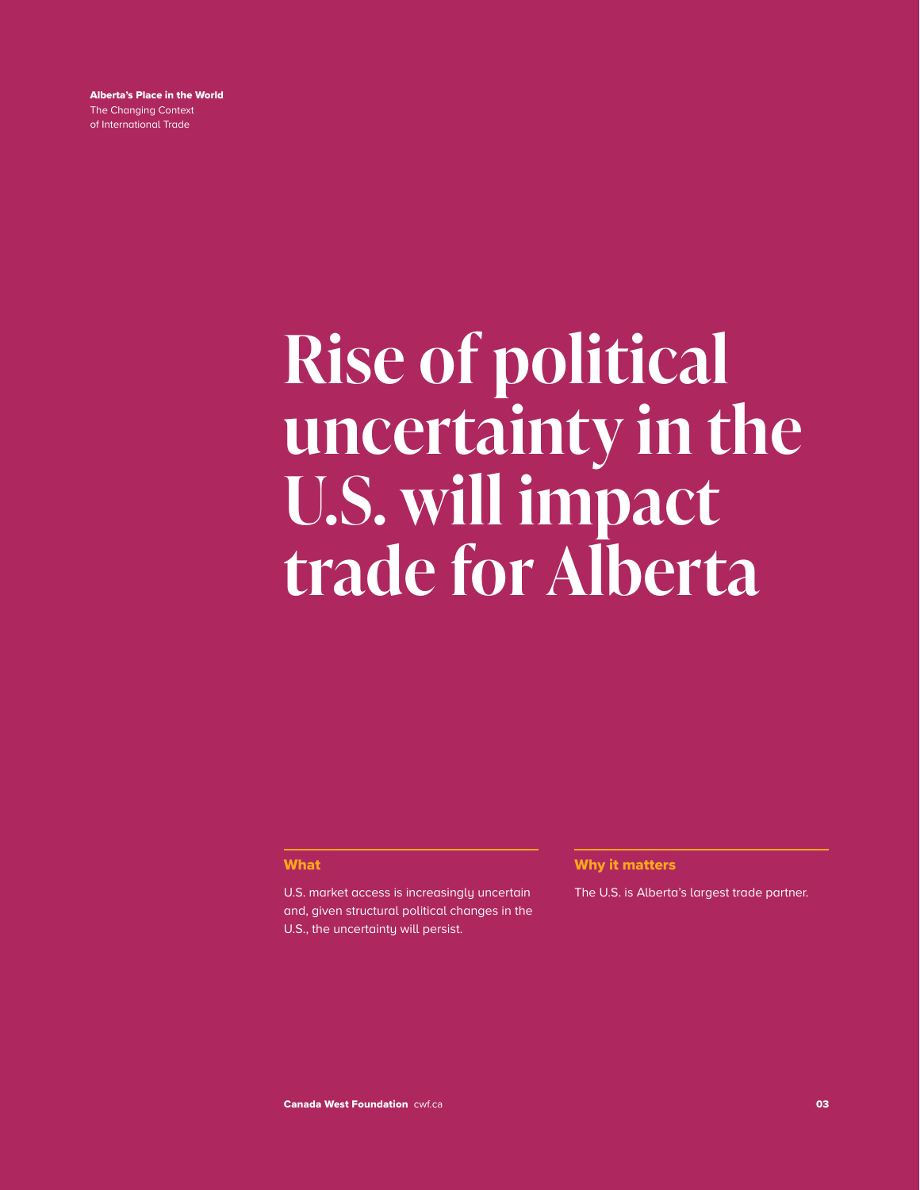# Rise of political uncertainty in the U.S. will impact trade for Alberta

### What

U.S. market access is increasingly uncertain and, given structural political changes in the U.S., the uncertainty will persist.

### Why it matters

The U.S. is Alberta's largest trade partner.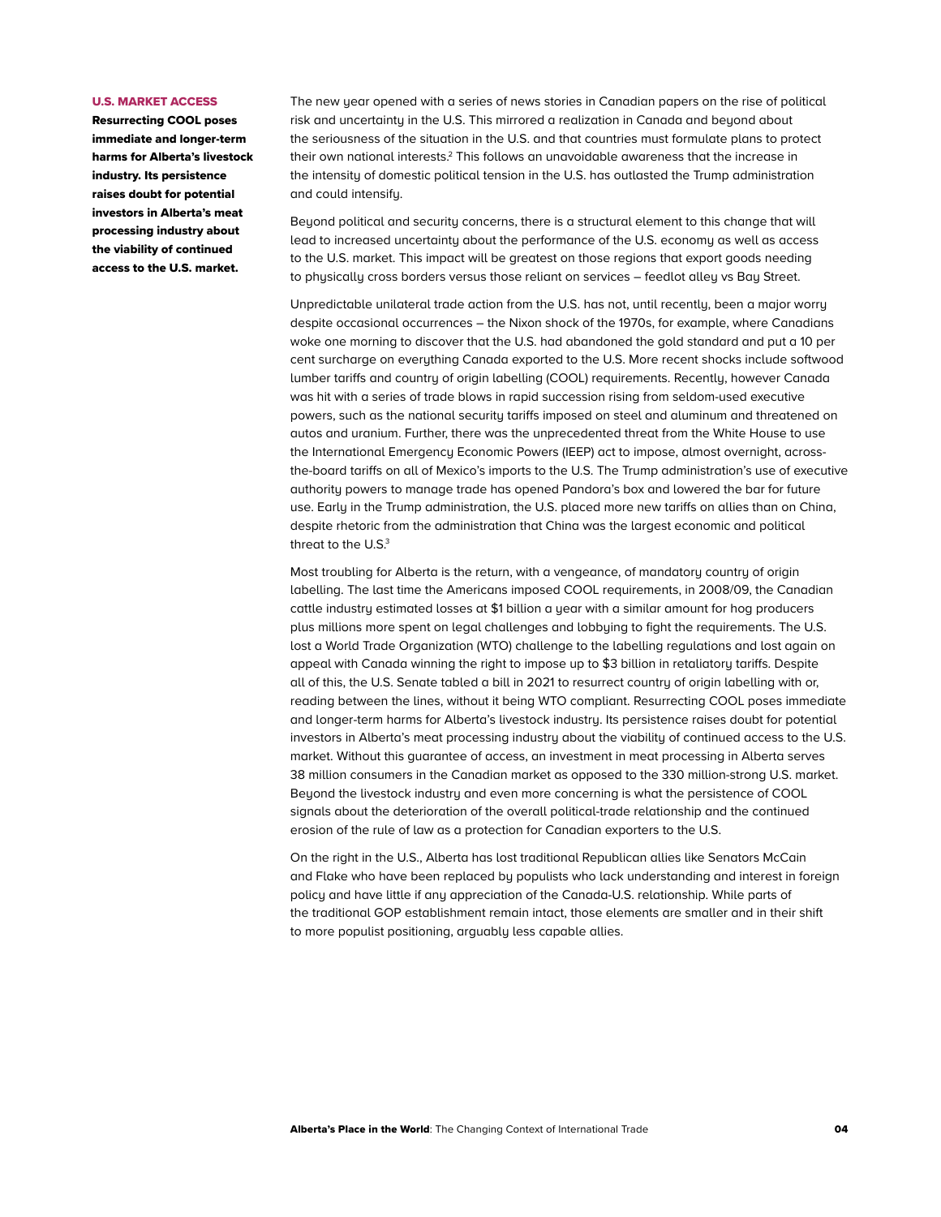## U.S. MARKET ACCESS

**Resurrecting COOL poses immediate and longer-term harms for Alberta's livestock industry. Its persistence raises doubt for potential investors in Alberta's meat processing industry about the viability of continued access to the U.S. market.**

The new year opened with a series of news stories in Canadian papers on the rise of political risk and uncertainty in the U.S. This mirrored a realization in Canada and beyond about the seriousness of the situation in the U.S. and that countries must formulate plans to protect their own national interests.[2] This follows an unavoidable awareness that the increase in the intensity of domestic political tension in the U.S. has outlasted the Trump administration and could intensify.

Beyond political and security concerns, there is a structural element to this change that will lead to increased uncertainty about the performance of the U.S. economy as well as access to the U.S. market. This impact will be greatest on those regions that export goods needing to physically cross borders versus those reliant on services – feedlot alley vs Bay Street.

Unpredictable unilateral trade action from the U.S. has not, until recently, been a major worry despite occasional occurrences – the Nixon shock of the 1970s, for example, where Canadians woke one morning to discover that the U.S. had abandoned the gold standard and put a 10 per cent surcharge on everything Canada exported to the U.S. More recent shocks include softwood lumber tariffs and country of origin labelling (COOL) requirements. Recently, however Canada was hit with a series of trade blows in rapid succession rising from seldom-used executive powers, such as the national security tariffs imposed on steel and aluminum and threatened on autos and uranium. Further, there was the unprecedented threat from the White House to use the International Emergency Economic Powers (IEEP) act to impose, almost overnight, across-the-board tariffs on all of Mexico's imports to the U.S. The Trump administration's use of executive authority powers to manage trade has opened Pandora's box and lowered the bar for future use. Early in the Trump administration, the U.S. placed more new tariffs on allies than on China, despite rhetoric from the administration that China was the largest economic and political threat to the U.S.[3]

Most troubling for Alberta is the return, with a vengeance, of mandatory country of origin labelling. The last time the Americans imposed COOL requirements, in 2008/09, the Canadian cattle industry estimated losses at $1 billion a year with a similar amount for hog producers plus millions more spent on legal challenges and lobbying to fight the requirements. The U.S. lost a World Trade Organization (WTO) challenge to the labelling regulations and lost again on appeal with Canada winning the right to impose up to $3 billion in retaliatory tariffs. Despite all of this, the U.S. Senate tabled a bill in 2021 to resurrect country of origin labelling with or, reading between the lines, without it being WTO compliant. Resurrecting COOL poses immediate and longer-term harms for Alberta's livestock industry. Its persistence raises doubt for potential investors in Alberta's meat processing industry about the viability of continued access to the U.S. market. Without this guarantee of access, an investment in meat processing in Alberta serves 38 million consumers in the Canadian market as opposed to the 330 million-strong U.S. market. Beyond the livestock industry and even more concerning is what the persistence of COOL signals about the deterioration of the overall political-trade relationship and the continued erosion of the rule of law as a protection for Canadian exporters to the U.S.

On the right in the U.S., Alberta has lost traditional Republican allies like Senators McCain and Flake who have been replaced by populists who lack understanding and interest in foreign policy and have little if any appreciation of the Canada-U.S. relationship. While parts of the traditional GOP establishment remain intact, those elements are smaller and in their shift to more populist positioning, arguably less capable allies.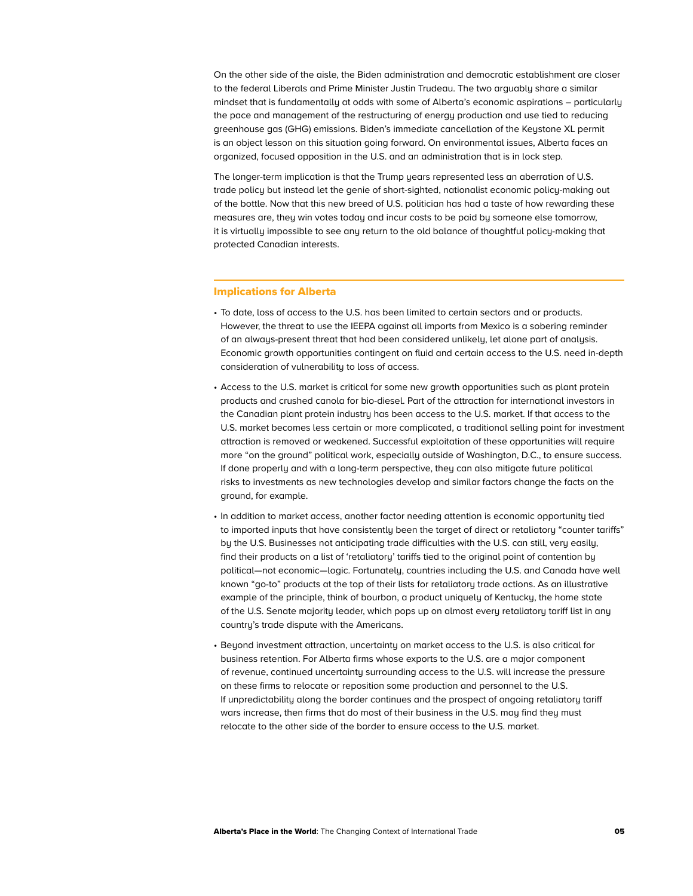On the other side of the aisle, the Biden administration and democratic establishment are closer to the federal Liberals and Prime Minister Justin Trudeau. The two arguably share a similar mindset that is fundamentally at odds with some of Alberta's economic aspirations – particularly the pace and management of the restructuring of energy production and use tied to reducing greenhouse gas (GHG) emissions. Biden's immediate cancellation of the Keystone XL permit is an object lesson on this situation going forward. On environmental issues, Alberta faces an organized, focused opposition in the U.S. and an administration that is in lock step.

The longer-term implication is that the Trump years represented less an aberration of U.S. trade policy but instead let the genie of short-sighted, nationalist economic policy-making out of the bottle. Now that this new breed of U.S. politician has had a taste of how rewarding these measures are, they win votes today and incur costs to be paid by someone else tomorrow, it is virtually impossible to see any return to the old balance of thoughtful policy-making that protected Canadian interests.

## Implications for Alberta

- To date, loss of access to the U.S. has been limited to certain sectors and or products. However, the threat to use the IEEPA against all imports from Mexico is a sobering reminder of an always-present threat that had been considered unlikely, let alone part of analysis. Economic growth opportunities contingent on fluid and certain access to the U.S. need in-depth consideration of vulnerability to loss of access.
- Access to the U.S. market is critical for some new growth opportunities such as plant protein products and crushed canola for bio-diesel. Part of the attraction for international investors in the Canadian plant protein industry has been access to the U.S. market. If that access to the U.S. market becomes less certain or more complicated, a traditional selling point for investment attraction is removed or weakened. Successful exploitation of these opportunities will require more "on the ground" political work, especially outside of Washington, D.C., to ensure success. If done properly and with a long-term perspective, they can also mitigate future political risks to investments as new technologies develop and similar factors change the facts on the ground, for example.
- In addition to market access, another factor needing attention is economic opportunity tied to imported inputs that have consistently been the target of direct or retaliatory "counter tariffs" by the U.S. Businesses not anticipating trade difficulties with the U.S. can still, very easily, find their products on a list of 'retaliatory' tariffs tied to the original point of contention by political—not economic—logic. Fortunately, countries including the U.S. and Canada have well known "go-to" products at the top of their lists for retaliatory trade actions. As an illustrative example of the principle, think of bourbon, a product uniquely of Kentucky, the home state of the U.S. Senate majority leader, which pops up on almost every retaliatory tariff list in any country's trade dispute with the Americans.
- Beyond investment attraction, uncertainty on market access to the U.S. is also critical for business retention. For Alberta firms whose exports to the U.S. are a major component of revenue, continued uncertainty surrounding access to the U.S. will increase the pressure on these firms to relocate or reposition some production and personnel to the U.S. If unpredictability along the border continues and the prospect of ongoing retaliatory tariff wars increase, then firms that do most of their business in the U.S. may find they must relocate to the other side of the border to ensure access to the U.S. market.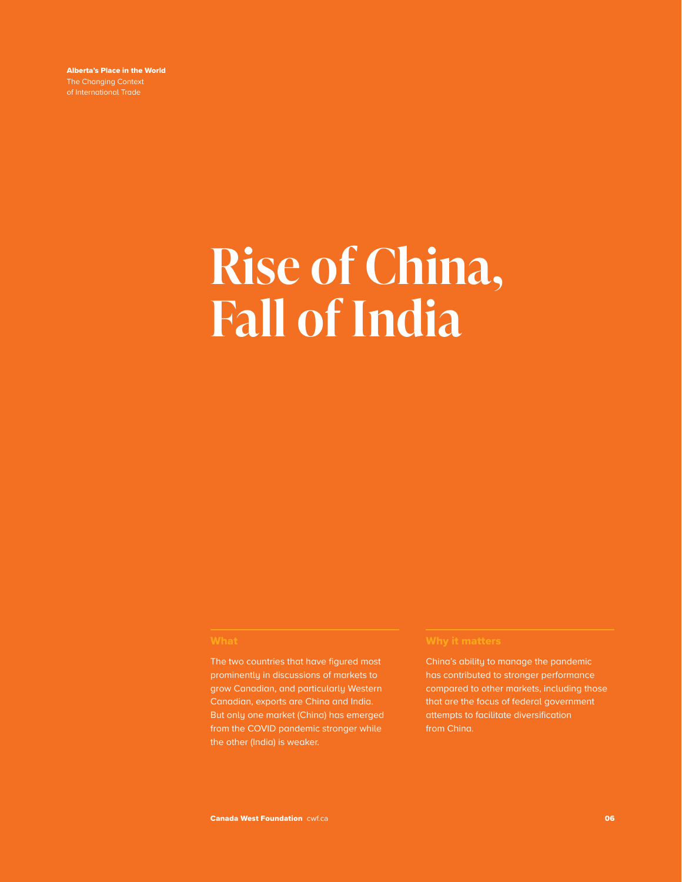# Rise of China, Fall of India

### What

The two countries that have figured most prominently in discussions of markets to grow Canadian, and particularly Western Canadian, exports are China and India. But only one market (China) has emerged from the COVID pandemic stronger while the other (India) is weaker.

### Why it matters

China's ability to manage the pandemic has contributed to stronger performance compared to other markets, including those that are the focus of federal government attempts to facilitate diversification from China.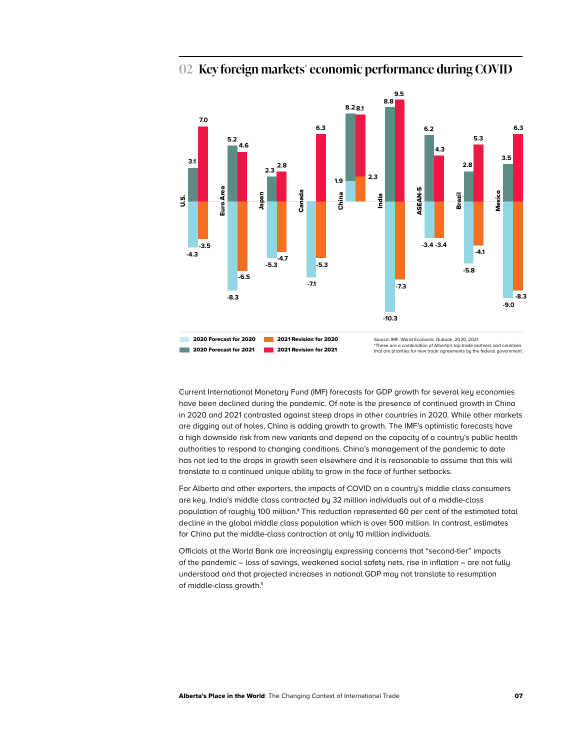## 02 Key foreign markets* economic performance during COVID

U.S.
3.1
7.0
-4.3
-3.5

Euro Area
5.2
4.6
-8.3
-6.5

Japan
2.3
2.8
-5.3
-4.7

Canada
6.3
-7.1
-5.3

China
1.9
8.2
2.3
8.1

India
8.8
9.5
-10.3
-7.3

ASEAN-5
6.2
4.3
-3.4
-3.4

Brazil
2.8
5.3
-5.8
-4.1

Mexico
3.5
6.3
-9.0
-8.3

2020 Forecast for 2020
2020 Forecast for 2021
2021 Revision for 2020
2021 Revision for 2021

Source: IMF, World Economic Outlook, 2020, 2021.
*These are a combination of Alberta's top trade partners and countries that are priorities for new trade agreements by the federal government.

Current International Monetary Fund (IMF) forecasts for GDP growth for several key economies have been declined during the pandemic. Of note is the presence of continued growth in China in 2020 and 2021 contrasted against steep drops in other countries in 2020. While other markets are digging out of holes, China is adding growth to growth. The IMF's optimistic forecasts have a high downside risk from new variants and depend on the capacity of a country's public health authorities to respond to changing conditions. China's management of the pandemic to date has not led to the drops in growth seen elsewhere and it is reasonable to assume that this will translate to a continued unique ability to grow in the face of further setbacks.

For Alberta and other exporters, the impacts of COVID on a country's middle class consumers are key. India's middle class contracted by 32 million individuals out of a middle-class population of roughly 100 million.[4] This reduction represented 60 per cent of the estimated total decline in the global middle class population which is over 500 million. In contrast, estimates for China put the middle-class contraction at only 10 million individuals.

Officials at the World Bank are increasingly expressing concerns that "second-tier" impacts of the pandemic – loss of savings, weakened social safety nets, rise in inflation – are not fully understood and that projected increases in national GDP may not translate to resumption of middle-class growth.[5]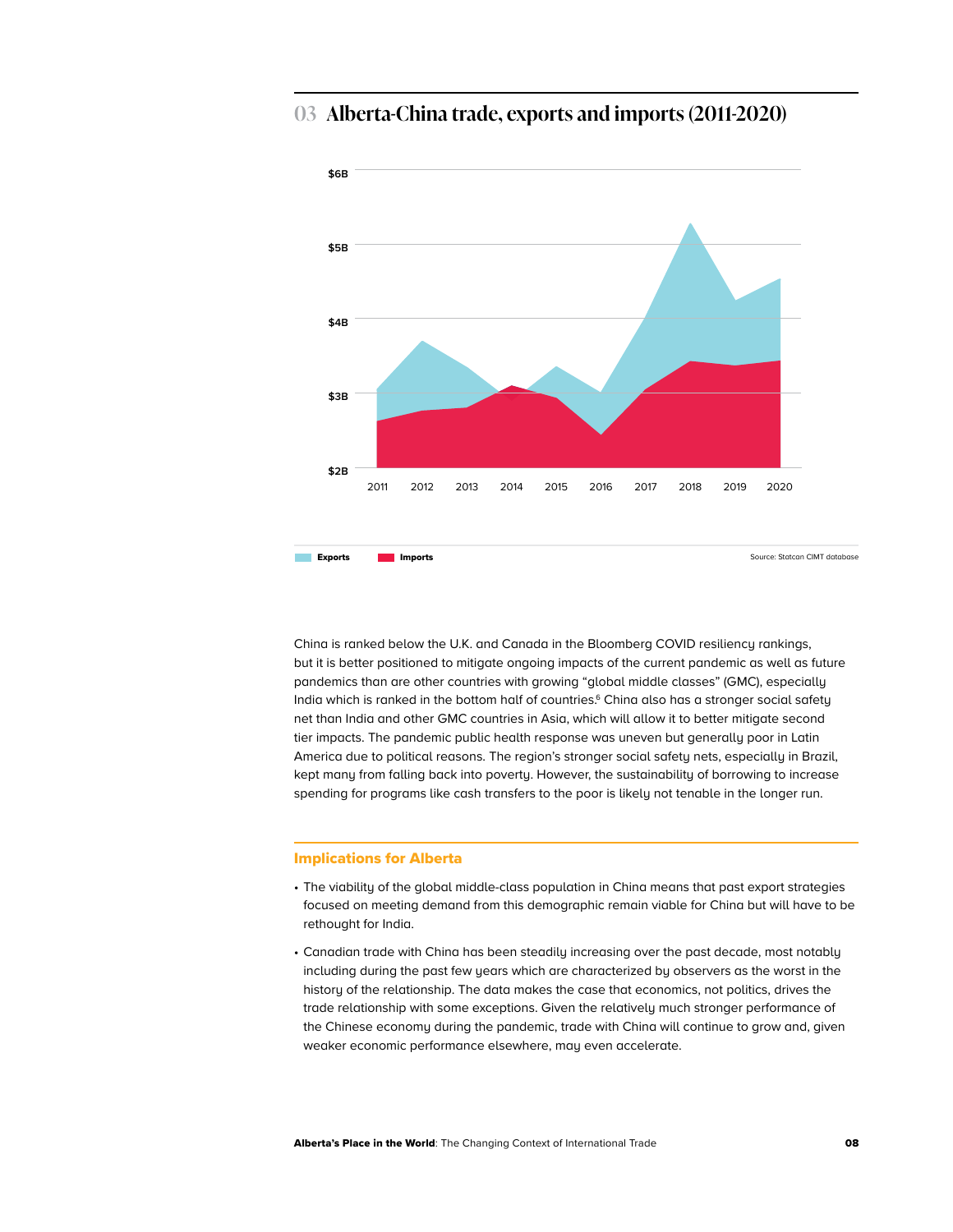## 03 Alberta-China trade, exports and imports (2011-2020)

$6B
$5B
$4B
$3B
$2B

2011 2012 2013 2014 2015 2016 2017 2018 2019 2020

Exports Imports

Source: Statcan CIMT database

China is ranked below the U.K. and Canada in the Bloomberg COVID resiliency rankings, but it is better positioned to mitigate ongoing impacts of the current pandemic as well as future pandemics than are other countries with growing "global middle classes" (GMC), especially India which is ranked in the bottom half of countries.[6] China also has a stronger social safety net than India and other GMC countries in Asia, which will allow it to better mitigate second tier impacts. The pandemic public health response was uneven but generally poor in Latin America due to political reasons. The region's stronger social safety nets, especially in Brazil, kept many from falling back into poverty. However, the sustainability of borrowing to increase spending for programs like cash transfers to the poor is likely not tenable in the longer run.

### Implications for Alberta

- The viability of the global middle-class population in China means that past export strategies focused on meeting demand from this demographic remain viable for China but will have to be rethought for India.
- Canadian trade with China has been steadily increasing over the past decade, most notably including during the past few years which are characterized by observers as the worst in the history of the relationship. The data makes the case that economics, not politics, drives the trade relationship with some exceptions. Given the relatively much stronger performance of the Chinese economy during the pandemic, trade with China will continue to grow and, given weaker economic performance elsewhere, may even accelerate.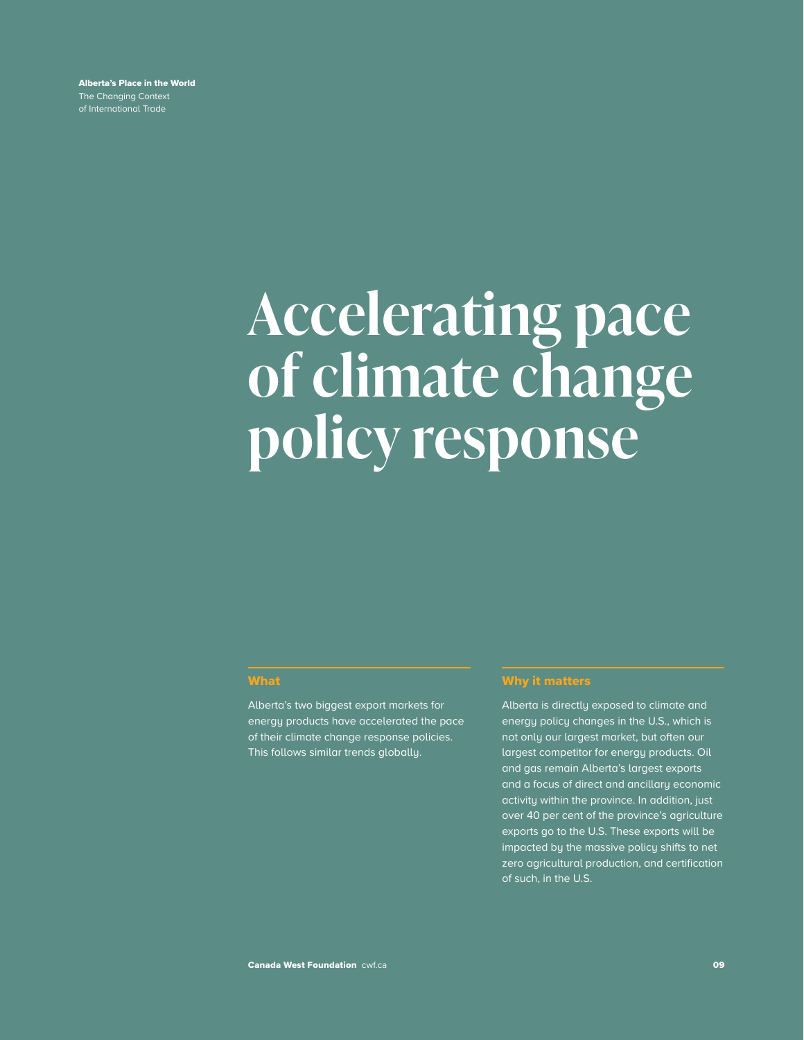# Accelerating pace of climate change policy response

### What

Alberta's two biggest export markets for energy products have accelerated the pace of their climate change response policies. This follows similar trends globally.

### Why it matters

Alberta is directly exposed to climate and energy policy changes in the U.S., which is not only our largest market, but often our largest competitor for energy products. Oil and gas remain Alberta's largest exports and a focus of direct and ancillary economic activity within the province. In addition, just over 40 per cent of the province's agriculture exports go to the U.S. These exports will be impacted by the massive policy shifts to net zero agricultural production, and certification of such, in the U.S.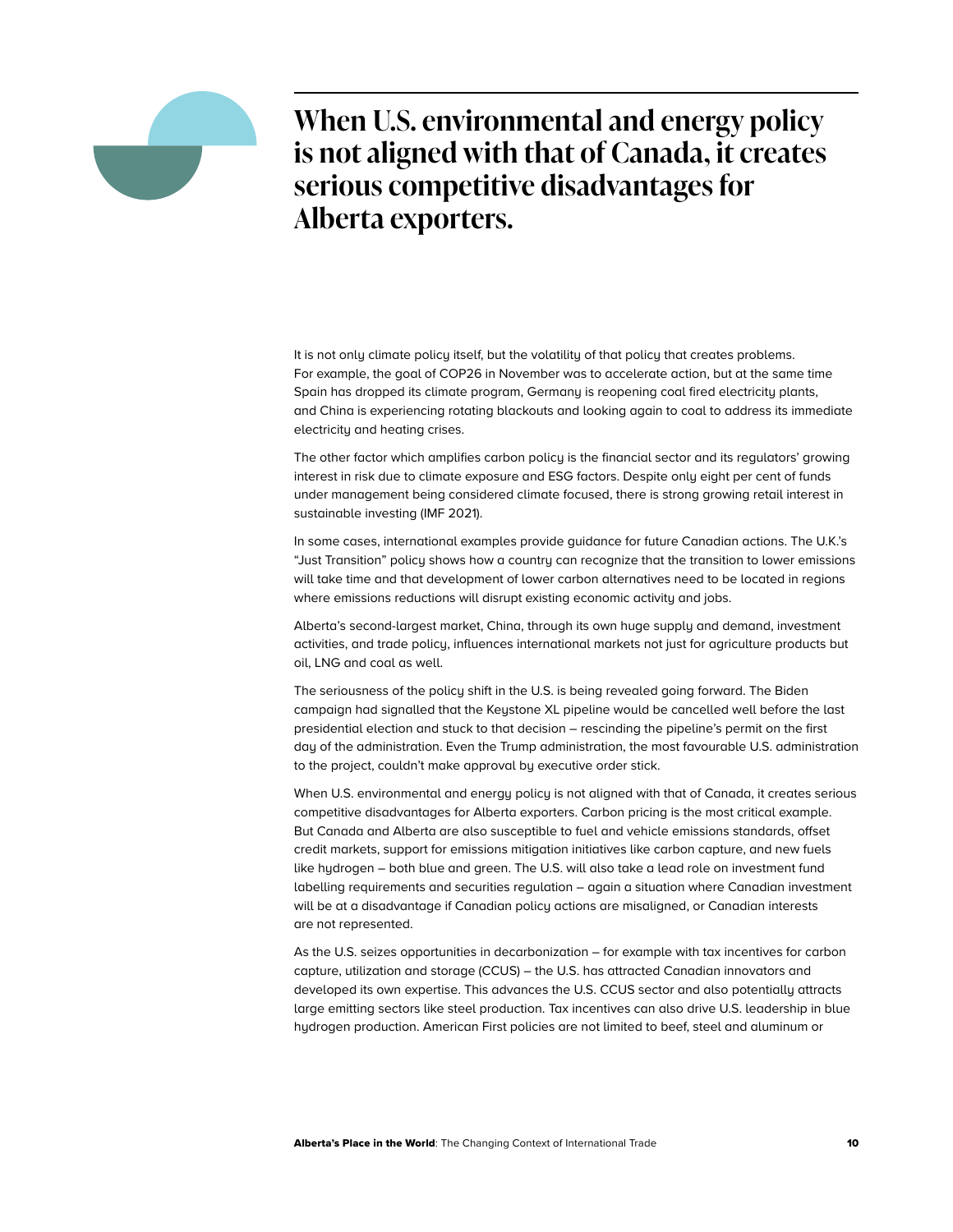# When U.S. environmental and energy policy is not aligned with that of Canada, it creates serious competitive disadvantages for Alberta exporters.

It is not only climate policy itself, but the volatility of that policy that creates problems. For example, the goal of COP26 in November was to accelerate action, but at the same time Spain has dropped its climate program, Germany is reopening coal fired electricity plants, and China is experiencing rotating blackouts and looking again to coal to address its immediate electricity and heating crises.

The other factor which amplifies carbon policy is the financial sector and its regulators' growing interest in risk due to climate exposure and ESG factors. Despite only eight per cent of funds under management being considered climate focused, there is strong growing retail interest in sustainable investing (IMF 2021).

In some cases, international examples provide guidance for future Canadian actions. The U.K.'s "Just Transition" policy shows how a country can recognize that the transition to lower emissions will take time and that development of lower carbon alternatives need to be located in regions where emissions reductions will disrupt existing economic activity and jobs.

Alberta's second-largest market, China, through its own huge supply and demand, investment activities, and trade policy, influences international markets not just for agriculture products but oil, LNG and coal as well.

The seriousness of the policy shift in the U.S. is being revealed going forward. The Biden campaign had signalled that the Keystone XL pipeline would be cancelled well before the last presidential election and stuck to that decision – rescinding the pipeline's permit on the first day of the administration. Even the Trump administration, the most favourable U.S. administration to the project, couldn't make approval by executive order stick.

When U.S. environmental and energy policy is not aligned with that of Canada, it creates serious competitive disadvantages for Alberta exporters. Carbon pricing is the most critical example. But Canada and Alberta are also susceptible to fuel and vehicle emissions standards, offset credit markets, support for emissions mitigation initiatives like carbon capture, and new fuels like hydrogen – both blue and green. The U.S. will also take a lead role on investment fund labelling requirements and securities regulation – again a situation where Canadian investment will be at a disadvantage if Canadian policy actions are misaligned, or Canadian interests are not represented.

As the U.S. seizes opportunities in decarbonization – for example with tax incentives for carbon capture, utilization and storage (CCUS) – the U.S. has attracted Canadian innovators and developed its own expertise. This advances the U.S. CCUS sector and also potentially attracts large emitting sectors like steel production. Tax incentives can also drive U.S. leadership in blue hydrogen production. American First policies are not limited to beef, steel and aluminum or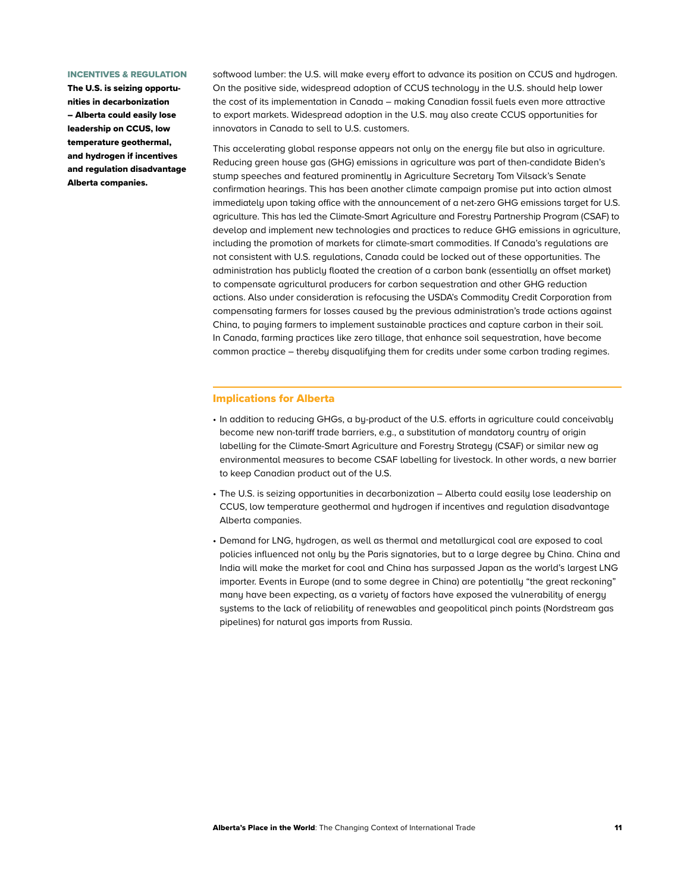**INCENTIVES & REGULATION**

**The U.S. is seizing opportunities in decarbonization – Alberta could easily lose leadership on CCUS, low temperature geothermal, and hydrogen if incentives and regulation disadvantage Alberta companies.**

softwood lumber: the U.S. will make every effort to advance its position on CCUS and hydrogen. On the positive side, widespread adoption of CCUS technology in the U.S. should help lower the cost of its implementation in Canada – making Canadian fossil fuels even more attractive to export markets. Widespread adoption in the U.S. may also create CCUS opportunities for innovators in Canada to sell to U.S. customers.

This accelerating global response appears not only on the energy file but also in agriculture. Reducing green house gas (GHG) emissions in agriculture was part of then-candidate Biden's stump speeches and featured prominently in Agriculture Secretary Tom Vilsack's Senate confirmation hearings. This has been another climate campaign promise put into action almost immediately upon taking office with the announcement of a net-zero GHG emissions target for U.S. agriculture. This has led the Climate-Smart Agriculture and Forestry Partnership Program (CSAF) to develop and implement new technologies and practices to reduce GHG emissions in agriculture, including the promotion of markets for climate-smart commodities. If Canada's regulations are not consistent with U.S. regulations, Canada could be locked out of these opportunities. The administration has publicly floated the creation of a carbon bank (essentially an offset market) to compensate agricultural producers for carbon sequestration and other GHG reduction actions. Also under consideration is refocusing the USDA's Commodity Credit Corporation from compensating farmers for losses caused by the previous administration's trade actions against China, to paying farmers to implement sustainable practices and capture carbon in their soil. In Canada, farming practices like zero tillage, that enhance soil sequestration, have become common practice – thereby disqualifying them for credits under some carbon trading regimes.

## Implications for Alberta

- In addition to reducing GHGs, a by-product of the U.S. efforts in agriculture could conceivably become new non-tariff trade barriers, e.g., a substitution of mandatory country of origin labelling for the Climate-Smart Agriculture and Forestry Strategy (CSAF) or similar new ag environmental measures to become CSAF labelling for livestock. In other words, a new barrier to keep Canadian product out of the U.S.
- The U.S. is seizing opportunities in decarbonization – Alberta could easily lose leadership on CCUS, low temperature geothermal and hydrogen if incentives and regulation disadvantage Alberta companies.
- Demand for LNG, hydrogen, as well as thermal and metallurgical coal are exposed to coal policies influenced not only by the Paris signatories, but to a large degree by China. China and India will make the market for coal and China has surpassed Japan as the world's largest LNG importer. Events in Europe (and to some degree in China) are potentially "the great reckoning" many have been expecting, as a variety of factors have exposed the vulnerability of energy systems to the lack of reliability of renewables and geopolitical pinch points (Nordstream gas pipelines) for natural gas imports from Russia.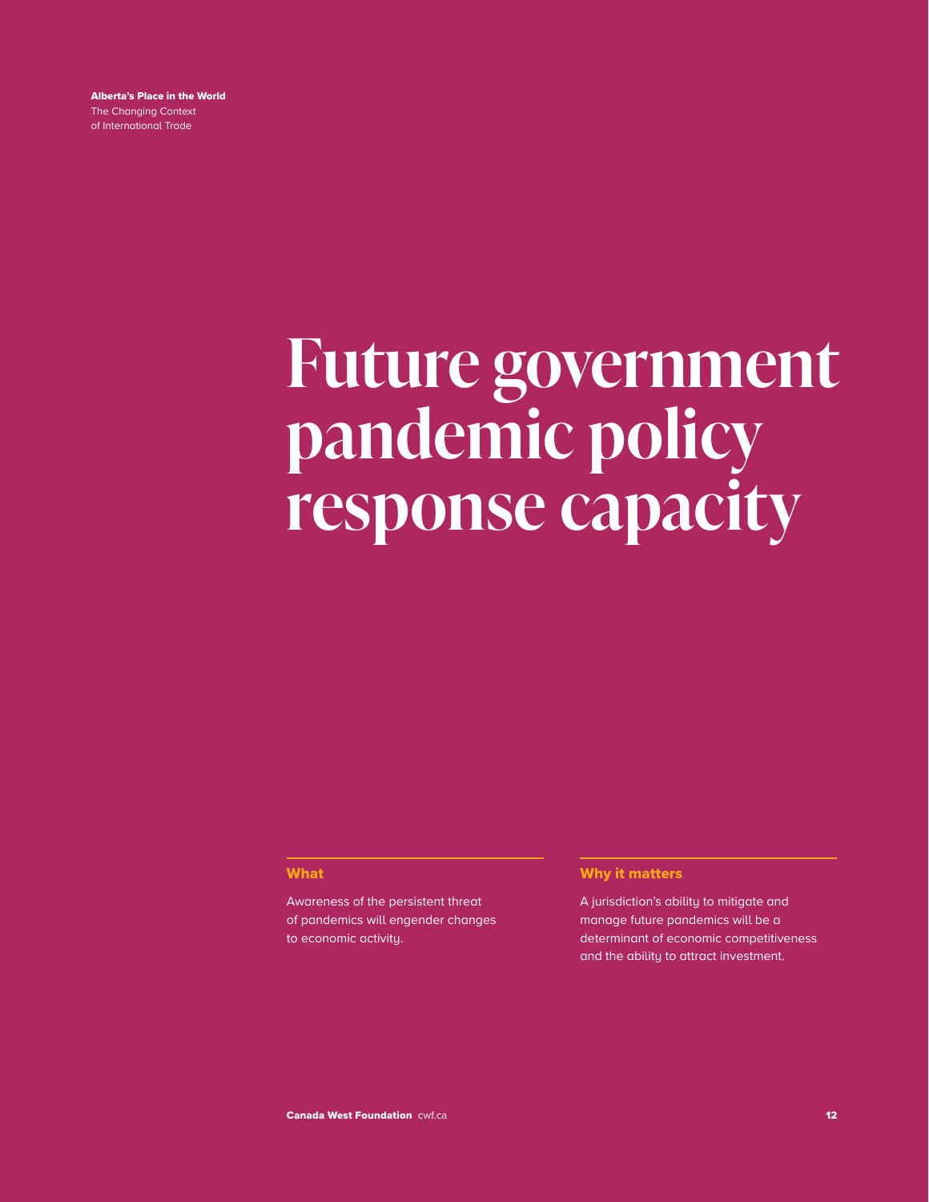# Future government pandemic policy response capacity

### What

Awareness of the persistent threat of pandemics will engender changes to economic activity.

### Why it matters

A jurisdiction's ability to mitigate and manage future pandemics will be a determinant of economic competitiveness and the ability to attract investment.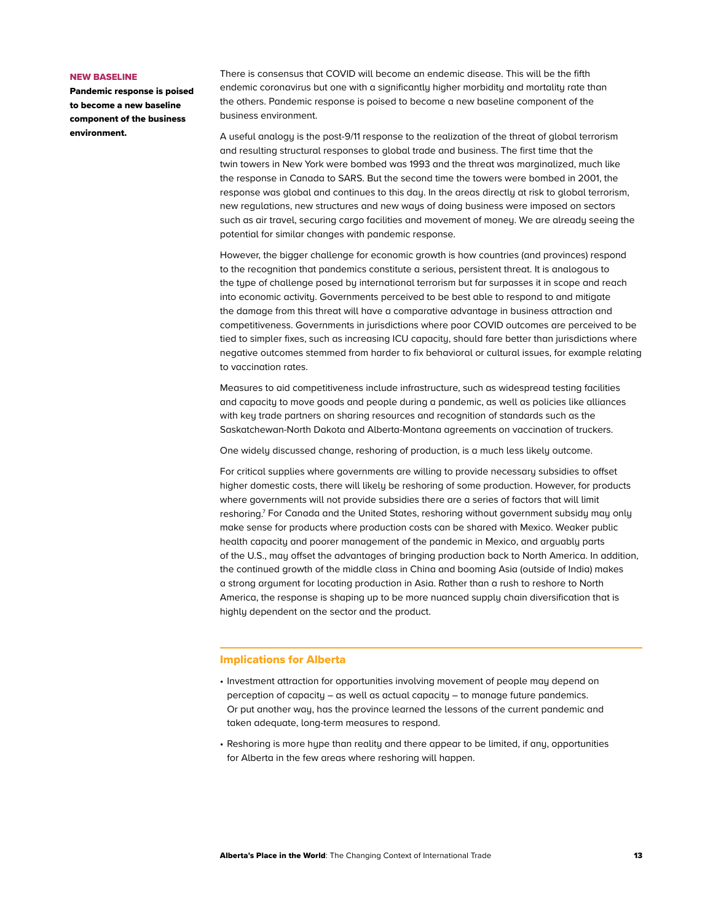**NEW BASELINE**

**Pandemic response is poised to become a new baseline component of the business environment.**

There is consensus that COVID will become an endemic disease. This will be the fifth endemic coronavirus but one with a significantly higher morbidity and mortality rate than the others. Pandemic response is poised to become a new baseline component of the business environment.

A useful analogy is the post-9/11 response to the realization of the threat of global terrorism and resulting structural responses to global trade and business. The first time that the twin towers in New York were bombed was 1993 and the threat was marginalized, much like the response in Canada to SARS. But the second time the towers were bombed in 2001, the response was global and continues to this day. In the areas directly at risk to global terrorism, new regulations, new structures and new ways of doing business were imposed on sectors such as air travel, securing cargo facilities and movement of money. We are already seeing the potential for similar changes with pandemic response.

However, the bigger challenge for economic growth is how countries (and provinces) respond to the recognition that pandemics constitute a serious, persistent threat. It is analogous to the type of challenge posed by international terrorism but far surpasses it in scope and reach into economic activity. Governments perceived to be best able to respond to and mitigate the damage from this threat will have a comparative advantage in business attraction and competitiveness. Governments in jurisdictions where poor COVID outcomes are perceived to be tied to simpler fixes, such as increasing ICU capacity, should fare better than jurisdictions where negative outcomes stemmed from harder to fix behavioral or cultural issues, for example relating to vaccination rates.

Measures to aid competitiveness include infrastructure, such as widespread testing facilities and capacity to move goods and people during a pandemic, as well as policies like alliances with key trade partners on sharing resources and recognition of standards such as the Saskatchewan-North Dakota and Alberta-Montana agreements on vaccination of truckers.

One widely discussed change, reshoring of production, is a much less likely outcome.

For critical supplies where governments are willing to provide necessary subsidies to offset higher domestic costs, there will likely be reshoring of some production. However, for products where governments will not provide subsidies there are a series of factors that will limit reshoring.[7] For Canada and the United States, reshoring without government subsidy may only make sense for products where production costs can be shared with Mexico. Weaker public health capacity and poorer management of the pandemic in Mexico, and arguably parts of the U.S., may offset the advantages of bringing production back to North America. In addition, the continued growth of the middle class in China and booming Asia (outside of India) makes a strong argument for locating production in Asia. Rather than a rush to reshore to North America, the response is shaping up to be more nuanced supply chain diversification that is highly dependent on the sector and the product.

## Implications for Alberta

- Investment attraction for opportunities involving movement of people may depend on perception of capacity – as well as actual capacity – to manage future pandemics. Or put another way, has the province learned the lessons of the current pandemic and taken adequate, long-term measures to respond.
- Reshoring is more hype than reality and there appear to be limited, if any, opportunities for Alberta in the few areas where reshoring will happen.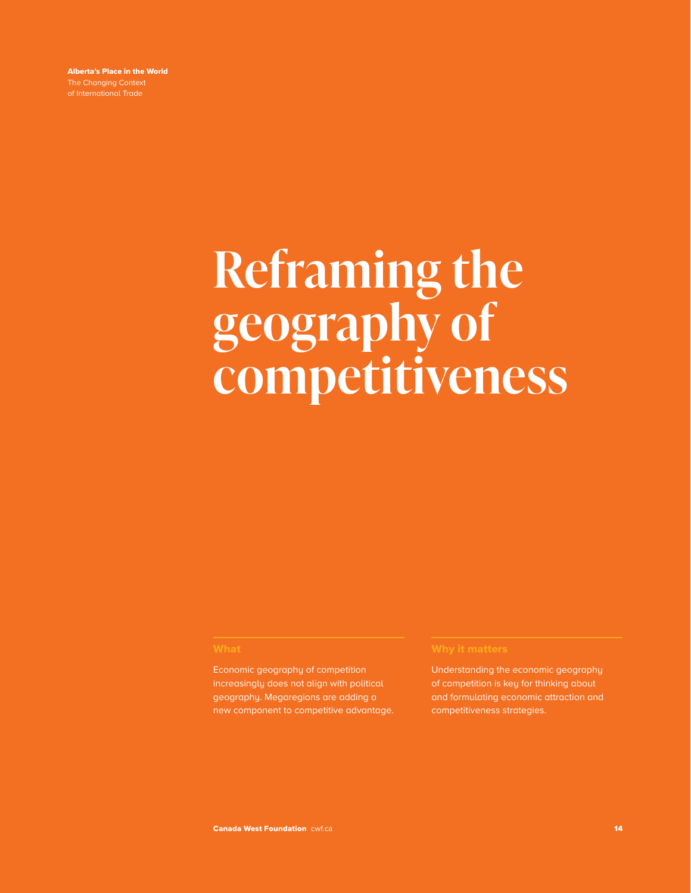# Reframing the geography of competitiveness

### What

Economic geography of competition increasingly does not align with political geography. Megaregions are adding a new component to competitive advantage.

### Why it matters

Understanding the economic geography of competition is key for thinking about and formulating economic attraction and competitiveness strategies.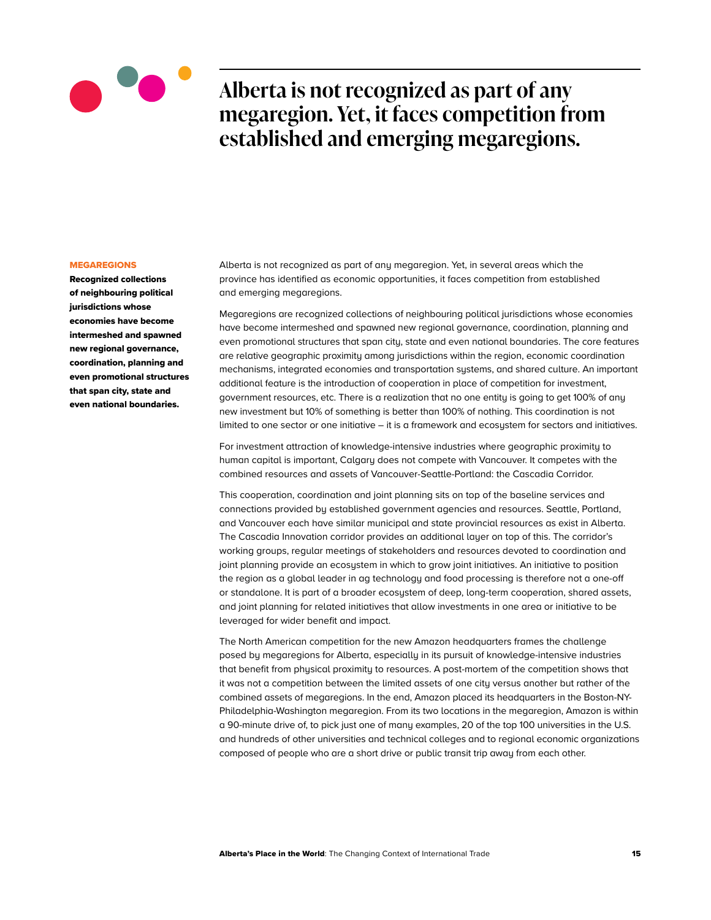# Alberta is not recognized as part of any megaregion. Yet, it faces competition from established and emerging megaregions.

**MEGAREGIONS**

**Recognized collections of neighbouring political jurisdictions whose economies have become intermeshed and spawned new regional governance, coordination, planning and even promotional structures that span city, state and even national boundaries.**

Alberta is not recognized as part of any megaregion. Yet, in several areas which the province has identified as economic opportunities, it faces competition from established and emerging megaregions.

Megaregions are recognized collections of neighbouring political jurisdictions whose economies have become intermeshed and spawned new regional governance, coordination, planning and even promotional structures that span city, state and even national boundaries. The core features are relative geographic proximity among jurisdictions within the region, economic coordination mechanisms, integrated economies and transportation systems, and shared culture. An important additional feature is the introduction of cooperation in place of competition for investment, government resources, etc. There is a realization that no one entity is going to get 100% of any new investment but 10% of something is better than 100% of nothing. This coordination is not limited to one sector or one initiative – it is a framework and ecosystem for sectors and initiatives.

For investment attraction of knowledge-intensive industries where geographic proximity to human capital is important, Calgary does not compete with Vancouver. It competes with the combined resources and assets of Vancouver-Seattle-Portland: the Cascadia Corridor.

This cooperation, coordination and joint planning sits on top of the baseline services and connections provided by established government agencies and resources. Seattle, Portland, and Vancouver each have similar municipal and state provincial resources as exist in Alberta. The Cascadia Innovation corridor provides an additional layer on top of this. The corridor's working groups, regular meetings of stakeholders and resources devoted to coordination and joint planning provide an ecosystem in which to grow joint initiatives. An initiative to position the region as a global leader in ag technology and food processing is therefore not a one-off or standalone. It is part of a broader ecosystem of deep, long-term cooperation, shared assets, and joint planning for related initiatives that allow investments in one area or initiative to be leveraged for wider benefit and impact.

The North American competition for the new Amazon headquarters frames the challenge posed by megaregions for Alberta, especially in its pursuit of knowledge-intensive industries that benefit from physical proximity to resources. A post-mortem of the competition shows that it was not a competition between the limited assets of one city versus another but rather of the combined assets of megaregions. In the end, Amazon placed its headquarters in the Boston-NY-Philadelphia-Washington megaregion. From its two locations in the megaregion, Amazon is within a 90-minute drive of, to pick just one of many examples, 20 of the top 100 universities in the U.S. and hundreds of other universities and technical colleges and to regional economic organizations composed of people who are a short drive or public transit trip away from each other.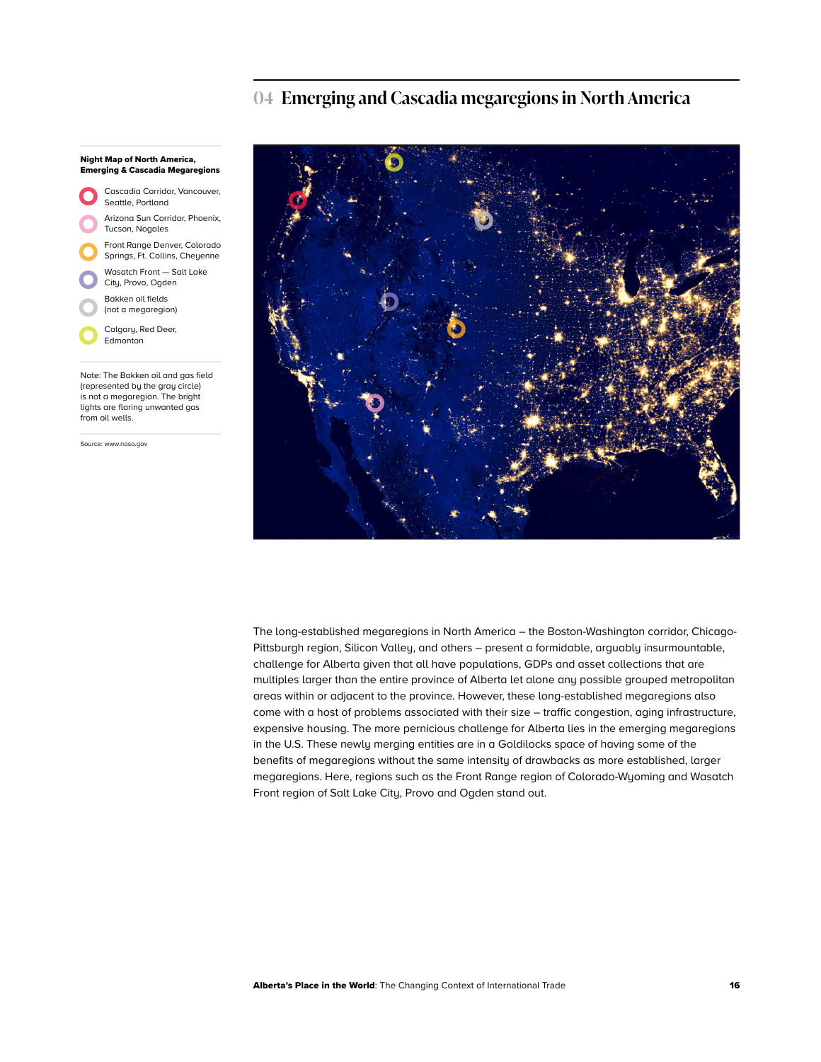## 04 Emerging and Cascadia megaregions in North America

**Night Map of North America, Emerging & Cascadia Megaregions**

- Cascadia Corridor, Vancouver, Seattle, Portland
- Arizona Sun Corridor, Phoenix, Tucson, Nogales
- Front Range Denver, Colorado Springs, Ft. Collins, Cheyenne
- Wasatch Front — Salt Lake City, Provo, Ogden
- Bakken oil fields (not a megaregion)
- Calgary, Red Deer, Edmonton

Note: The Bakken oil and gas field (represented by the gray circle) is not a megaregion. The bright lights are flaring unwanted gas from oil wells.

Source: www.nasa.gov

The long-established megaregions in North America – the Boston-Washington corridor, Chicago-Pittsburgh region, Silicon Valley, and others – present a formidable, arguably insurmountable, challenge for Alberta given that all have populations, GDPs and asset collections that are multiples larger than the entire province of Alberta let alone any possible grouped metropolitan areas within or adjacent to the province. However, these long-established megaregions also come with a host of problems associated with their size – traffic congestion, aging infrastructure, expensive housing. The more pernicious challenge for Alberta lies in the emerging megaregions in the U.S. These newly merging entities are in a Goldilocks space of having some of the benefits of megaregions without the same intensity of drawbacks as more established, larger megaregions. Here, regions such as the Front Range region of Colorado-Wyoming and Wasatch Front region of Salt Lake City, Provo and Ogden stand out.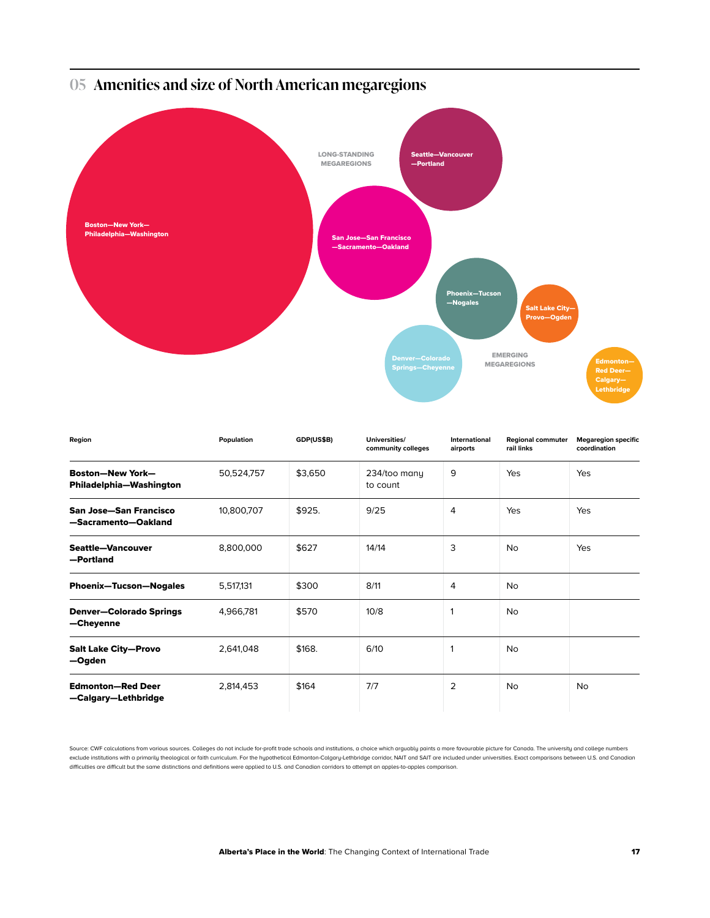## 05 Amenities and size of North American megaregions

LONG-STANDING MEGAREGIONS

Boston—New York—Philadelphia—Washington

Seattle—Vancouver—Portland

San Jose—San Francisco—Sacramento—Oakland

Phoenix—Tucson—Nogales

Salt Lake City—Provo—Ogden

Denver—Colorado Springs—Cheyenne

EMERGING MEGAREGIONS

Edmonton—Red Deer—Calgary—Lethbridge

| Region | Population | GDP(US$B) | Universities/ community colleges | International airports | Regional commuter rail links | Megaregion specific coordination |
|---|---|---|---|---|---|---|
| **Boston—New York—Philadelphia—Washington** | 50,524,757 | $3,650 | 234/too many to count | 9 | Yes | Yes |
| **San Jose—San Francisco—Sacramento—Oakland** | 10,800,707 | $925. | 9/25 | 4 | Yes | Yes |
| **Seattle—Vancouver—Portland** | 8,800,000 | $627 | 14/14 | 3 | No | Yes |
| **Phoenix—Tucson—Nogales** | 5,517,131 | $300 | 8/11 | 4 | No | |
| **Denver—Colorado Springs—Cheyenne** | 4,966,781 | $570 | 10/8 | 1 | No | |
| **Salt Lake City—Provo—Ogden** | 2,641,048 | $168. | 6/10 | 1 | No | |
| **Edmonton—Red Deer—Calgary—Lethbridge** | 2,814,453 | $164 | 7/7 | 2 | No | No |

Source: CWF calculations from various sources. Colleges do not include for-profit trade schools and institutions, a choice which arguably paints a more favourable picture for Canada. The university and college numbers exclude institutions with a primarily theological or faith curriculum. For the hypothetical Edmonton-Calgary-Lethbridge corridor, NAIT and SAIT are included under universities. Exact comparisons between U.S. and Canadian difficulties are difficult but the same distinctions and definitions were applied to U.S. and Canadian corridors to attempt an apples-to-apples comparison.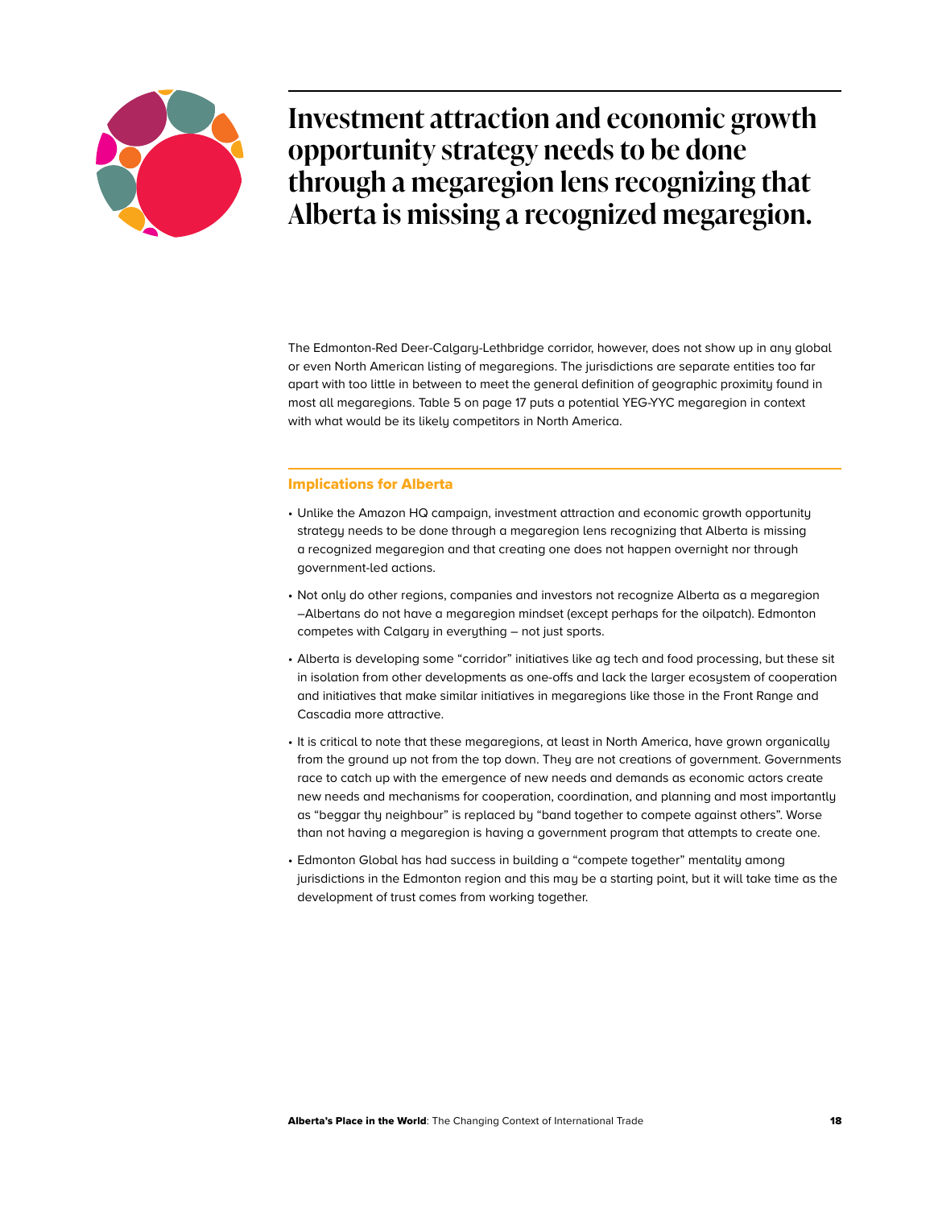# Investment attraction and economic growth opportunity strategy needs to be done through a megaregion lens recognizing that Alberta is missing a recognized megaregion.

The Edmonton-Red Deer-Calgary-Lethbridge corridor, however, does not show up in any global or even North American listing of megaregions. The jurisdictions are separate entities too far apart with too little in between to meet the general definition of geographic proximity found in most all megaregions. Table 5 on page 17 puts a potential YEG-YYC megaregion in context with what would be its likely competitors in North America.

## Implications for Alberta

- Unlike the Amazon HQ campaign, investment attraction and economic growth opportunity strategy needs to be done through a megaregion lens recognizing that Alberta is missing a recognized megaregion and that creating one does not happen overnight nor through government-led actions.
- Not only do other regions, companies and investors not recognize Alberta as a megaregion –Albertans do not have a megaregion mindset (except perhaps for the oilpatch). Edmonton competes with Calgary in everything – not just sports.
- Alberta is developing some "corridor" initiatives like ag tech and food processing, but these sit in isolation from other developments as one-offs and lack the larger ecosystem of cooperation and initiatives that make similar initiatives in megaregions like those in the Front Range and Cascadia more attractive.
- It is critical to note that these megaregions, at least in North America, have grown organically from the ground up not from the top down. They are not creations of government. Governments race to catch up with the emergence of new needs and demands as economic actors create new needs and mechanisms for cooperation, coordination, and planning and most importantly as "beggar thy neighbour" is replaced by "band together to compete against others". Worse than not having a megaregion is having a government program that attempts to create one.
- Edmonton Global has had success in building a "compete together" mentality among jurisdictions in the Edmonton region and this may be a starting point, but it will take time as the development of trust comes from working together.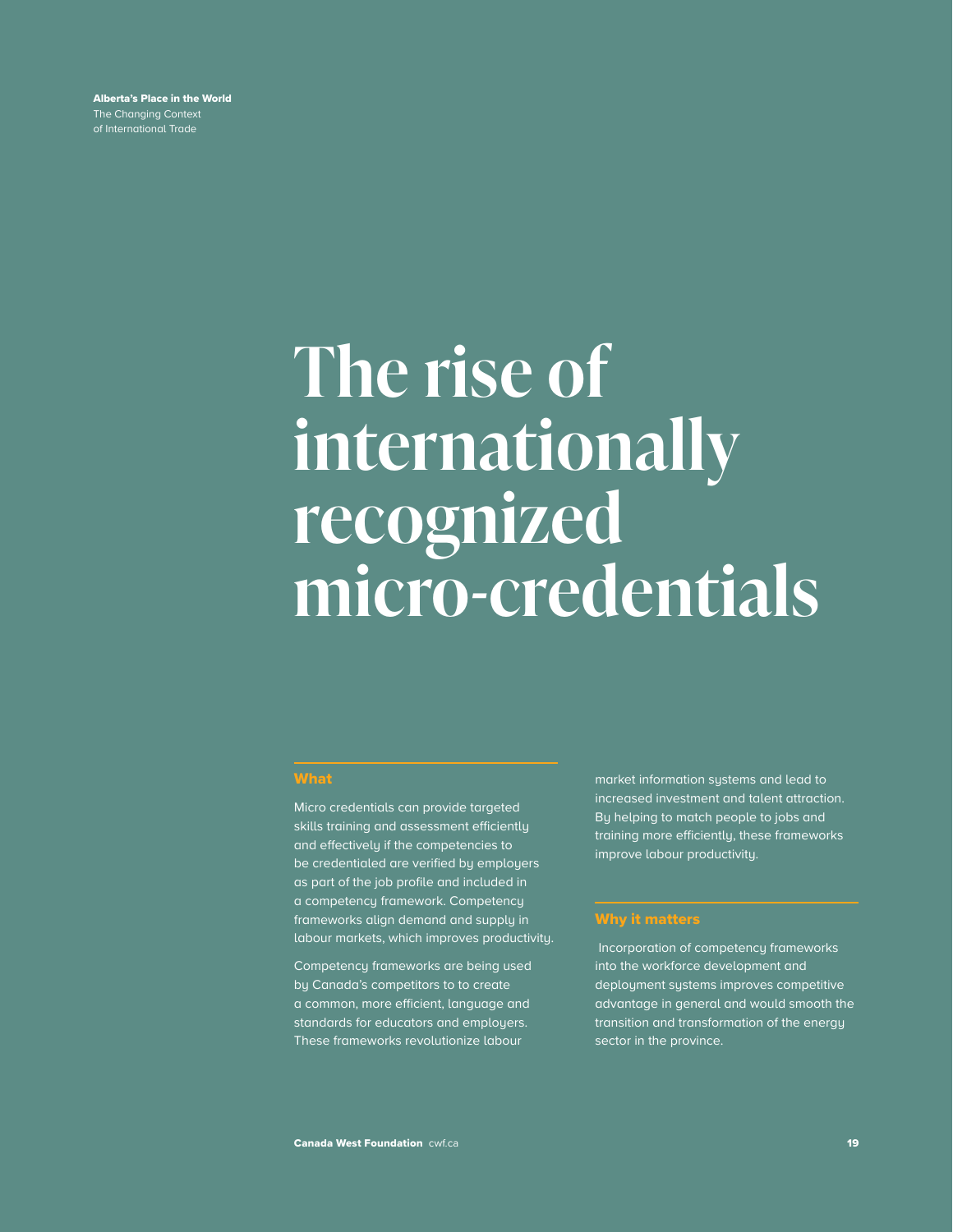# The rise of internationally recognized micro-credentials

## What

Micro credentials can provide targeted skills training and assessment efficiently and effectively if the competencies to be credentialed are verified by employers as part of the job profile and included in a competency framework. Competency frameworks align demand and supply in labour markets, which improves productivity.

Competency frameworks are being used by Canada's competitors to to create a common, more efficient, language and standards for educators and employers. These frameworks revolutionize labour market information systems and lead to increased investment and talent attraction. By helping to match people to jobs and training more efficiently, these frameworks improve labour productivity.

## Why it matters

Incorporation of competency frameworks into the workforce development and deployment systems improves competitive advantage in general and would smooth the transition and transformation of the energy sector in the province.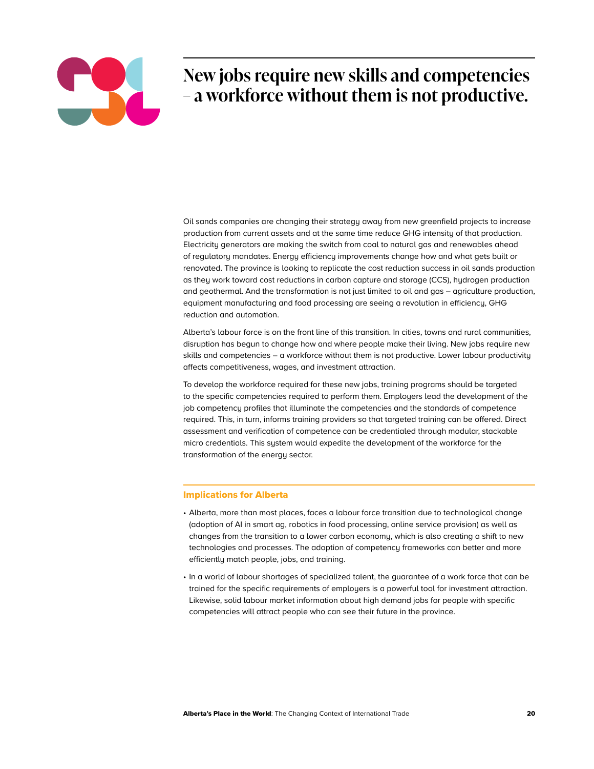# New jobs require new skills and competencies – a workforce without them is not productive.

Oil sands companies are changing their strategy away from new greenfield projects to increase production from current assets and at the same time reduce GHG intensity of that production. Electricity generators are making the switch from coal to natural gas and renewables ahead of regulatory mandates. Energy efficiency improvements change how and what gets built or renovated. The province is looking to replicate the cost reduction success in oil sands production as they work toward cost reductions in carbon capture and storage (CCS), hydrogen production and geothermal. And the transformation is not just limited to oil and gas – agriculture production, equipment manufacturing and food processing are seeing a revolution in efficiency, GHG reduction and automation.

Alberta's labour force is on the front line of this transition. In cities, towns and rural communities, disruption has begun to change how and where people make their living. New jobs require new skills and competencies – a workforce without them is not productive. Lower labour productivity affects competitiveness, wages, and investment attraction.

To develop the workforce required for these new jobs, training programs should be targeted to the specific competencies required to perform them. Employers lead the development of the job competency profiles that illuminate the competencies and the standards of competence required. This, in turn, informs training providers so that targeted training can be offered. Direct assessment and verification of competence can be credentialed through modular, stackable micro credentials. This system would expedite the development of the workforce for the transformation of the energy sector.

## Implications for Alberta

- Alberta, more than most places, faces a labour force transition due to technological change (adoption of AI in smart ag, robotics in food processing, online service provision) as well as changes from the transition to a lower carbon economy, which is also creating a shift to new technologies and processes. The adoption of competency frameworks can better and more efficiently match people, jobs, and training.
- In a world of labour shortages of specialized talent, the guarantee of a work force that can be trained for the specific requirements of employers is a powerful tool for investment attraction. Likewise, solid labour market information about high demand jobs for people with specific competencies will attract people who can see their future in the province.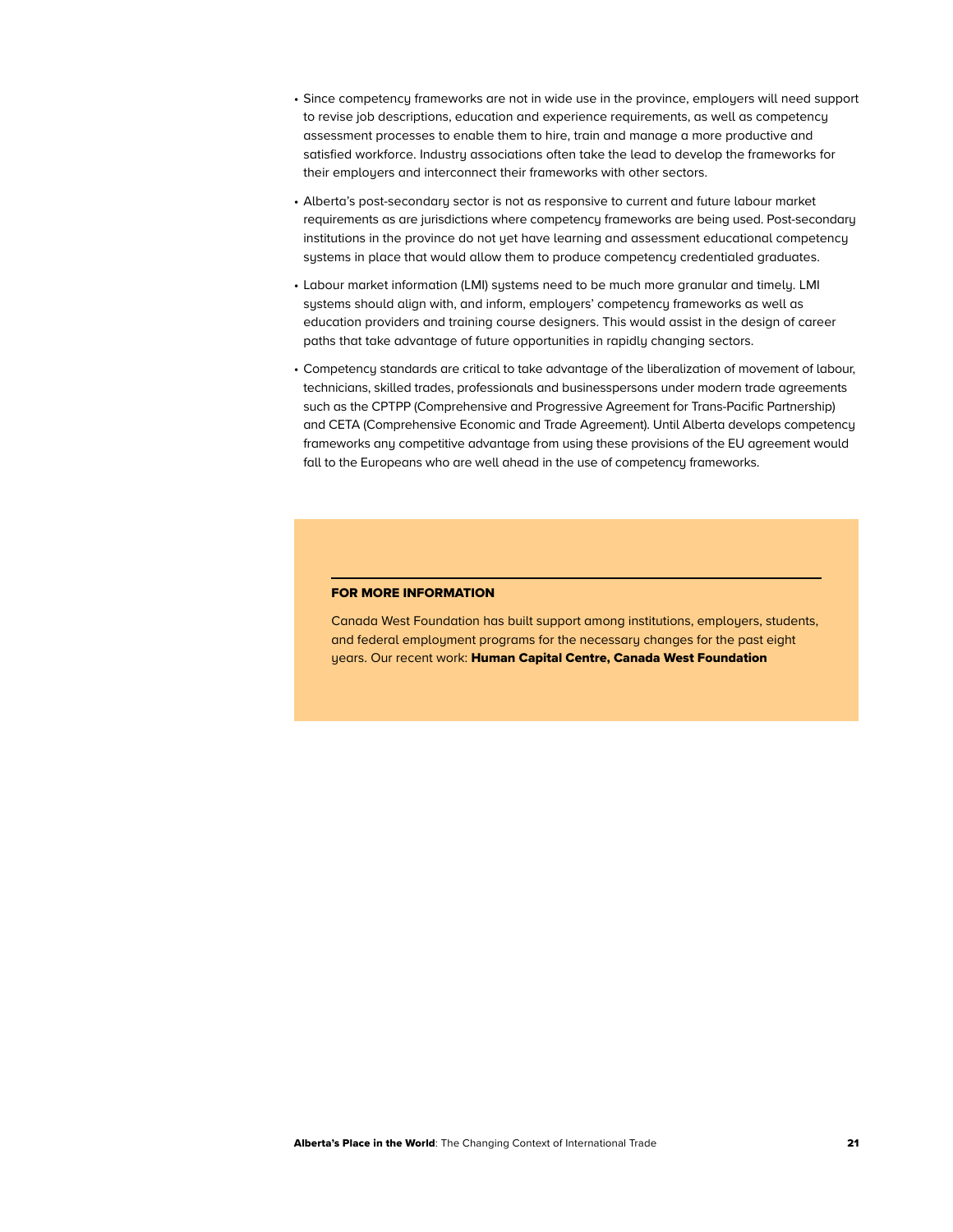- Since competency frameworks are not in wide use in the province, employers will need support to revise job descriptions, education and experience requirements, as well as competency assessment processes to enable them to hire, train and manage a more productive and satisfied workforce. Industry associations often take the lead to develop the frameworks for their employers and interconnect their frameworks with other sectors.
- Alberta's post-secondary sector is not as responsive to current and future labour market requirements as are jurisdictions where competency frameworks are being used. Post-secondary institutions in the province do not yet have learning and assessment educational competency systems in place that would allow them to produce competency credentialed graduates.
- Labour market information (LMI) systems need to be much more granular and timely. LMI systems should align with, and inform, employers' competency frameworks as well as education providers and training course designers. This would assist in the design of career paths that take advantage of future opportunities in rapidly changing sectors.
- Competency standards are critical to take advantage of the liberalization of movement of labour, technicians, skilled trades, professionals and businesspersons under modern trade agreements such as the CPTPP (Comprehensive and Progressive Agreement for Trans-Pacific Partnership) and CETA (Comprehensive Economic and Trade Agreement). Until Alberta develops competency frameworks any competitive advantage from using these provisions of the EU agreement would fall to the Europeans who are well ahead in the use of competency frameworks.

### FOR MORE INFORMATION

Canada West Foundation has built support among institutions, employers, students, and federal employment programs for the necessary changes for the past eight years. Our recent work: **Human Capital Centre, Canada West Foundation**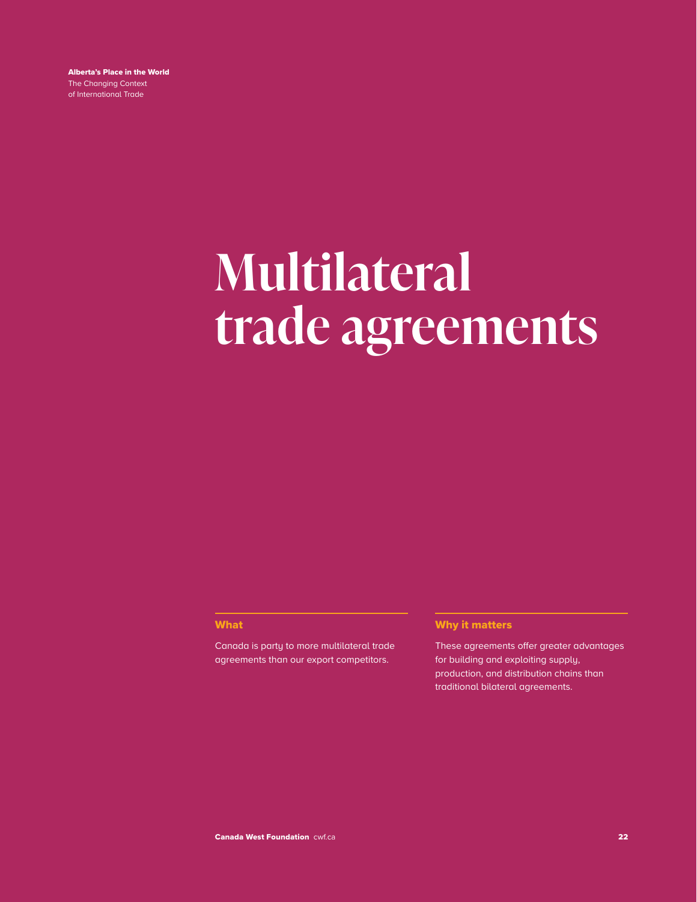# Multilateral trade agreements

### What

Canada is party to more multilateral trade agreements than our export competitors.

### Why it matters

These agreements offer greater advantages for building and exploiting supply, production, and distribution chains than traditional bilateral agreements.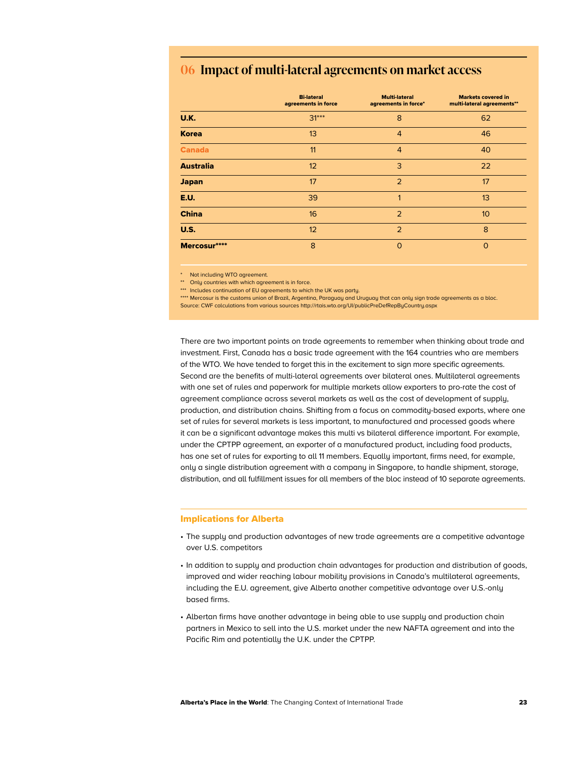## 06 Impact of multi-lateral agreements on market access

| | Bi-lateral agreements in force | Multi-lateral agreements in force* | Markets covered in multi-lateral agreements** |
|---|---|---|---|
| **U.K.** | 31*** | 8 | 62 |
| **Korea** | 13 | 4 | 46 |
| **Canada** | 11 | 4 | 40 |
| **Australia** | 12 | 3 | 22 |
| **Japan** | 17 | 2 | 17 |
| **E.U.** | 39 | 1 | 13 |
| **China** | 16 | 2 | 10 |
| **U.S.** | 12 | 2 | 8 |
| **Mercosur**** | 8 | 0 | 0 |

\* Not including WTO agreement.
\** Only countries with which agreement is in force.
\*** Includes continuation of EU agreements to which the UK was party.
\**** Mercosur is the customs union of Brazil, Argentina, Paraguay and Uruguay that can only sign trade agreements as a bloc.
Source: CWF calculations from various sources http://rtais.wto.org/UI/publicPreDefRepByCountry.aspx

There are two important points on trade agreements to remember when thinking about trade and investment. First, Canada has a basic trade agreement with the 164 countries who are members of the WTO. We have tended to forget this in the excitement to sign more specific agreements. Second are the benefits of multi-lateral agreements over bilateral ones. Multilateral agreements with one set of rules and paperwork for multiple markets allow exporters to pro-rate the cost of agreement compliance across several markets as well as the cost of development of supply, production, and distribution chains. Shifting from a focus on commodity-based exports, where one set of rules for several markets is less important, to manufactured and processed goods where it can be a significant advantage makes this multi vs bilateral difference important. For example, under the CPTPP agreement, an exporter of a manufactured product, including food products, has one set of rules for exporting to all 11 members. Equally important, firms need, for example, only a single distribution agreement with a company in Singapore, to handle shipment, storage, distribution, and all fulfillment issues for all members of the bloc instead of 10 separate agreements.

### Implications for Alberta

- The supply and production advantages of new trade agreements are a competitive advantage over U.S. competitors
- In addition to supply and production chain advantages for production and distribution of goods, improved and wider reaching labour mobility provisions in Canada's multilateral agreements, including the E.U. agreement, give Alberta another competitive advantage over U.S.-only based firms.
- Albertan firms have another advantage in being able to use supply and production chain partners in Mexico to sell into the U.S. market under the new NAFTA agreement and into the Pacific Rim and potentially the U.K. under the CPTPP.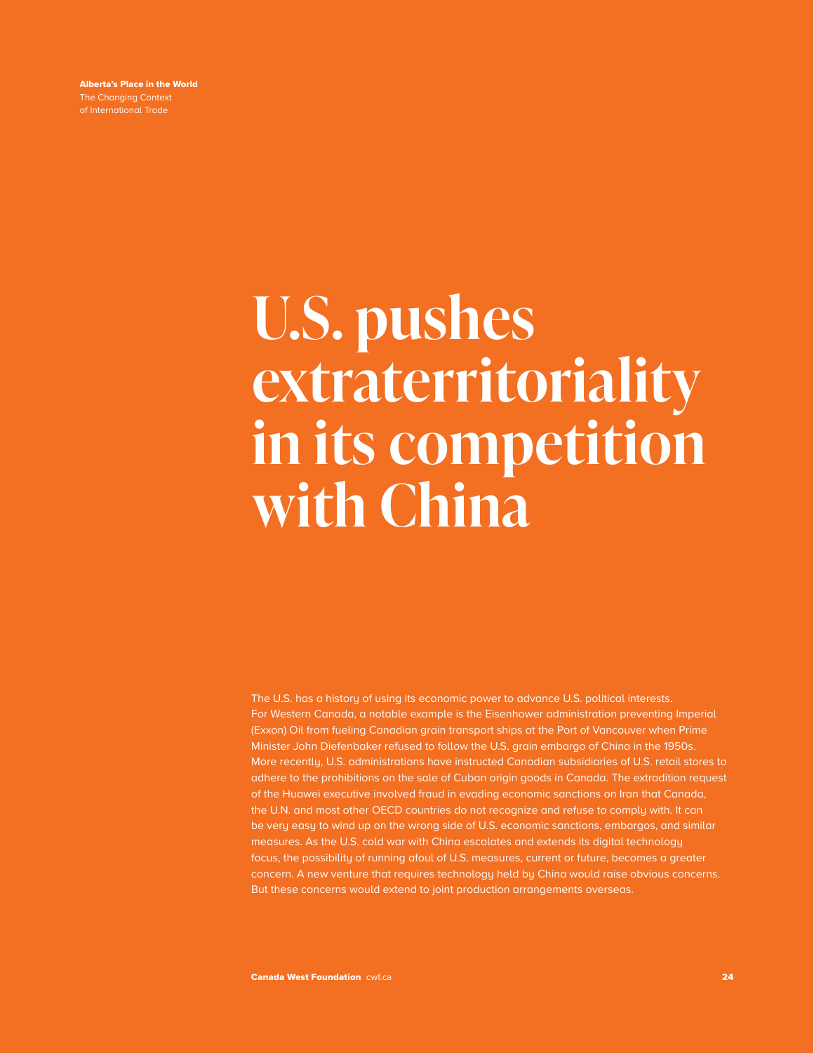# U.S. pushes extraterritoriality in its competition with China

The U.S. has a history of using its economic power to advance U.S. political interests. For Western Canada, a notable example is the Eisenhower administration preventing Imperial (Exxon) Oil from fueling Canadian grain transport ships at the Port of Vancouver when Prime Minister John Diefenbaker refused to follow the U.S. grain embargo of China in the 1950s. More recently, U.S. administrations have instructed Canadian subsidiaries of U.S. retail stores to adhere to the prohibitions on the sale of Cuban origin goods in Canada. The extradition request of the Huawei executive involved fraud in evading economic sanctions on Iran that Canada, the U.N. and most other OECD countries do not recognize and refuse to comply with. It can be very easy to wind up on the wrong side of U.S. economic sanctions, embargos, and similar measures. As the U.S. cold war with China escalates and extends its digital technology focus, the possibility of running afoul of U.S. measures, current or future, becomes a greater concern. A new venture that requires technology held by China would raise obvious concerns. But these concerns would extend to joint production arrangements overseas.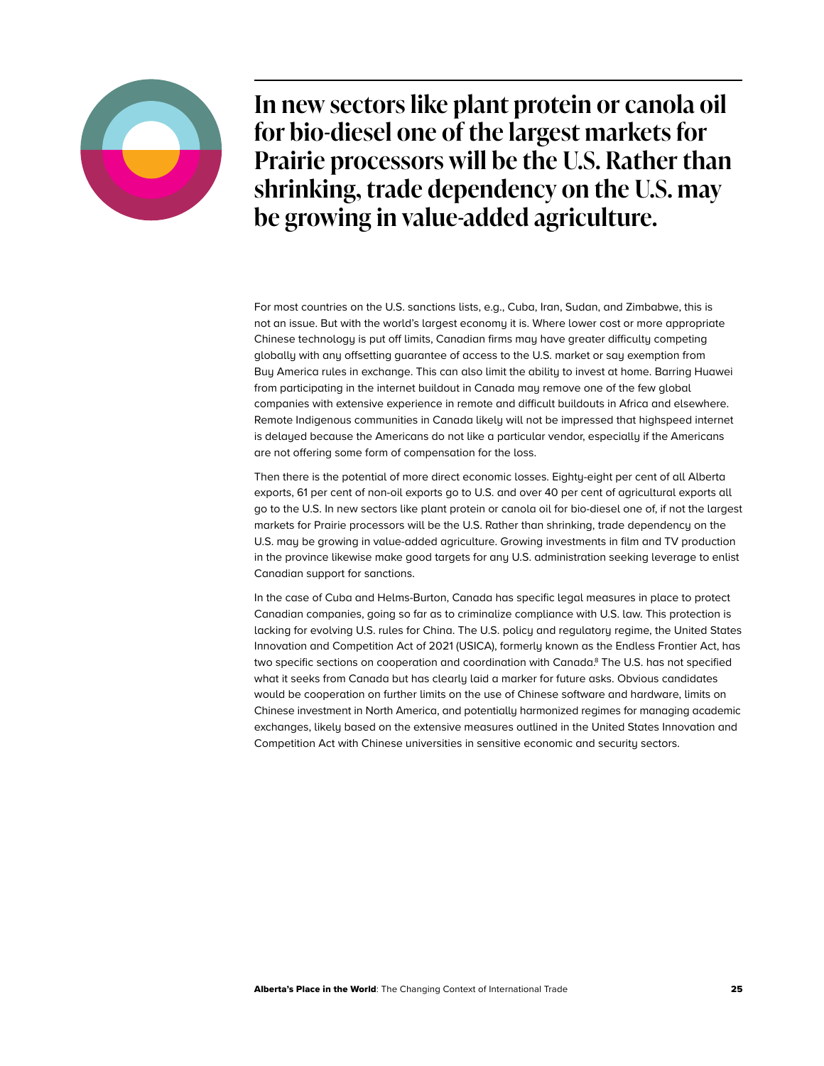## In new sectors like plant protein or canola oil for bio-diesel one of the largest markets for Prairie processors will be the U.S. Rather than shrinking, trade dependency on the U.S. may be growing in value-added agriculture.

For most countries on the U.S. sanctions lists, e.g., Cuba, Iran, Sudan, and Zimbabwe, this is not an issue. But with the world's largest economy it is. Where lower cost or more appropriate Chinese technology is put off limits, Canadian firms may have greater difficulty competing globally with any offsetting guarantee of access to the U.S. market or say exemption from Buy America rules in exchange. This can also limit the ability to invest at home. Barring Huawei from participating in the internet buildout in Canada may remove one of the few global companies with extensive experience in remote and difficult buildouts in Africa and elsewhere. Remote Indigenous communities in Canada likely will not be impressed that highspeed internet is delayed because the Americans do not like a particular vendor, especially if the Americans are not offering some form of compensation for the loss.

Then there is the potential of more direct economic losses. Eighty-eight per cent of all Alberta exports, 61 per cent of non-oil exports go to U.S. and over 40 per cent of agricultural exports all go to the U.S. In new sectors like plant protein or canola oil for bio-diesel one of, if not the largest markets for Prairie processors will be the U.S. Rather than shrinking, trade dependency on the U.S. may be growing in value-added agriculture. Growing investments in film and TV production in the province likewise make good targets for any U.S. administration seeking leverage to enlist Canadian support for sanctions.

In the case of Cuba and Helms-Burton, Canada has specific legal measures in place to protect Canadian companies, going so far as to criminalize compliance with U.S. law. This protection is lacking for evolving U.S. rules for China. The U.S. policy and regulatory regime, the United States Innovation and Competition Act of 2021 (USICA), formerly known as the Endless Frontier Act, has two specific sections on cooperation and coordination with Canada.[8] The U.S. has not specified what it seeks from Canada but has clearly laid a marker for future asks. Obvious candidates would be cooperation on further limits on the use of Chinese software and hardware, limits on Chinese investment in North America, and potentially harmonized regimes for managing academic exchanges, likely based on the extensive measures outlined in the United States Innovation and Competition Act with Chinese universities in sensitive economic and security sectors.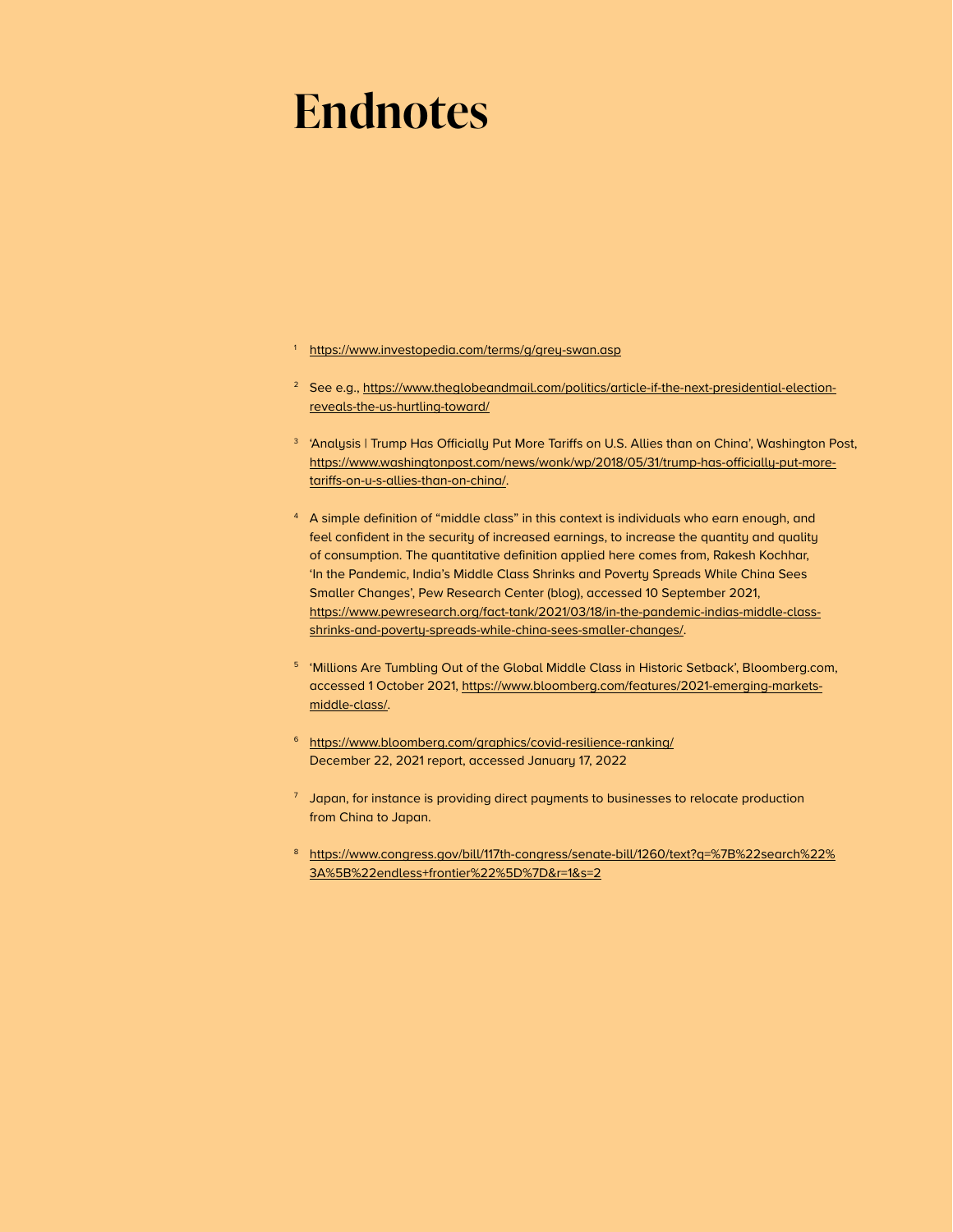# Endnotes

1. https://www.investopedia.com/terms/g/grey-swan.asp

2. See e.g., https://www.theglobeandmail.com/politics/article-if-the-next-presidential-election-reveals-the-us-hurtling-toward/

3. 'Analysis | Trump Has Officially Put More Tariffs on U.S. Allies than on China', Washington Post, https://www.washingtonpost.com/news/wonk/wp/2018/05/31/trump-has-officially-put-more-tariffs-on-u-s-allies-than-on-china/.

4. A simple definition of "middle class" in this context is individuals who earn enough, and feel confident in the security of increased earnings, to increase the quantity and quality of consumption. The quantitative definition applied here comes from, Rakesh Kochhar, 'In the Pandemic, India's Middle Class Shrinks and Poverty Spreads While China Sees Smaller Changes', Pew Research Center (blog), accessed 10 September 2021, https://www.pewresearch.org/fact-tank/2021/03/18/in-the-pandemic-indias-middle-class-shrinks-and-poverty-spreads-while-china-sees-smaller-changes/.

5. 'Millions Are Tumbling Out of the Global Middle Class in Historic Setback', Bloomberg.com, accessed 1 October 2021, https://www.bloomberg.com/features/2021-emerging-markets-middle-class/.

6. https://www.bloomberg.com/graphics/covid-resilience-ranking/
December 22, 2021 report, accessed January 17, 2022

7. Japan, for instance is providing direct payments to businesses to relocate production from China to Japan.

8. https://www.congress.gov/bill/117th-congress/senate-bill/1260/text?q=%7B%22search%22%3A%5B%22endless+frontier%22%5D%7D&r=1&s=2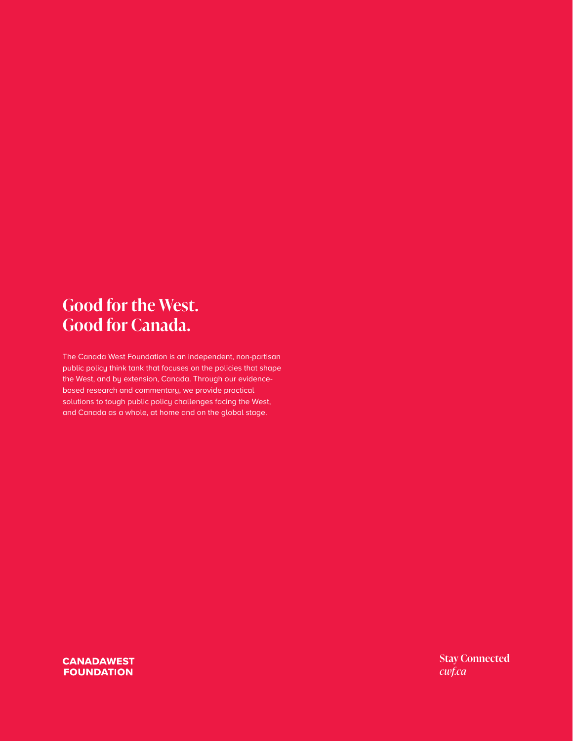# Good for the West.
# Good for Canada.

The Canada West Foundation is an independent, non-partisan public policy think tank that focuses on the policies that shape the West, and by extension, Canada. Through our evidence-based research and commentary, we provide practical solutions to tough public policy challenges facing the West, and Canada as a whole, at home and on the global stage.

**CANADAWEST FOUNDATION**

**Stay Connected**
*cwf.ca*